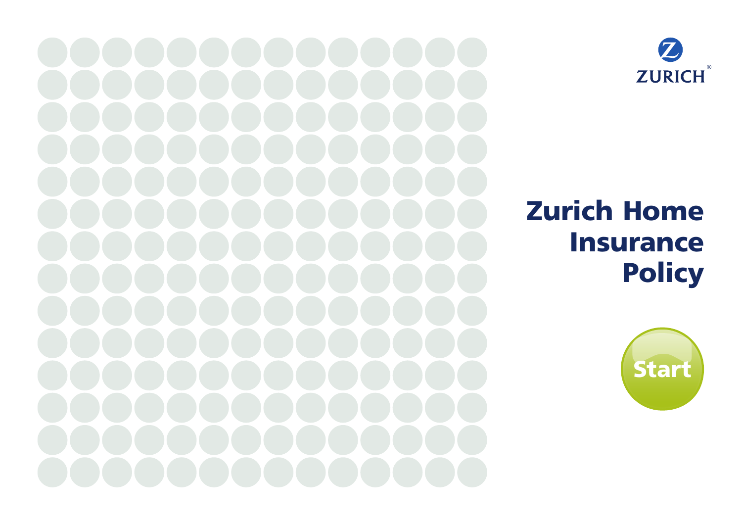ZURICH®

# Zurich Home Insurance Policy

Start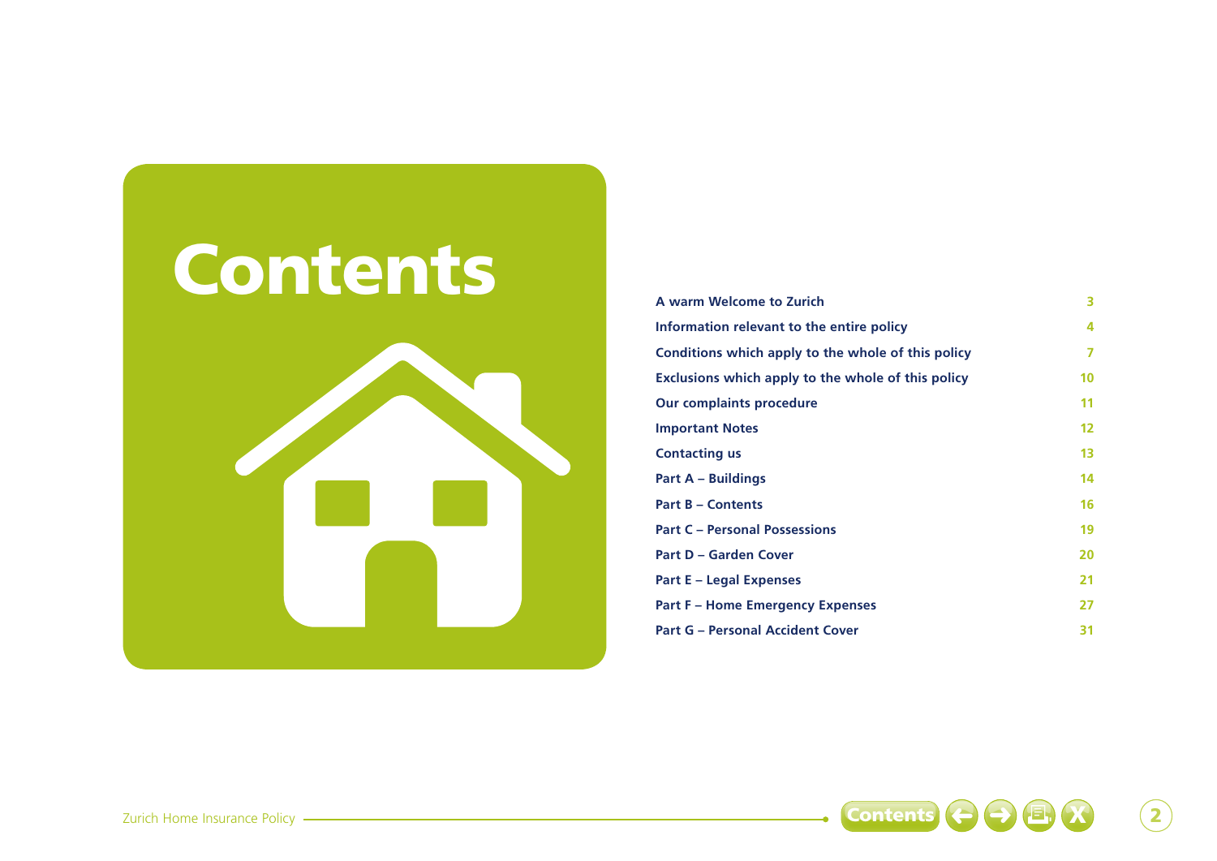# Contents

| | |
|---|---|
| **A warm Welcome to Zurich** | 3 |
| **Information relevant to the entire policy** | 4 |
| **Conditions which apply to the whole of this policy** | 7 |
| **Exclusions which apply to the whole of this policy** | 10 |
| **Our complaints procedure** | 11 |
| **Important Notes** | 12 |
| **Contacting us** | 13 |
| **Part A – Buildings** | 14 |
| **Part B – Contents** | 16 |
| **Part C – Personal Possessions** | 19 |
| **Part D – Garden Cover** | 20 |
| **Part E – Legal Expenses** | 21 |
| **Part F – Home Emergency Expenses** | 27 |
| **Part G – Personal Accident Cover** | 31 |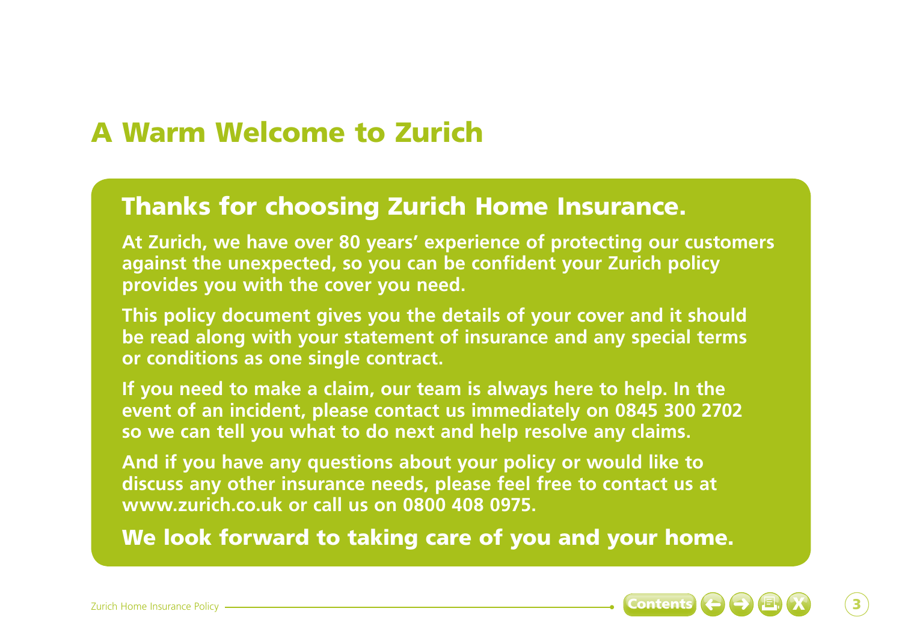# A Warm Welcome to Zurich

## Thanks for choosing Zurich Home Insurance.

**At Zurich, we have over 80 years' experience of protecting our customers against the unexpected, so you can be confident your Zurich policy provides you with the cover you need.**

**This policy document gives you the details of your cover and it should be read along with your statement of insurance and any special terms or conditions as one single contract.**

**If you need to make a claim, our team is always here to help. In the event of an incident, please contact us immediately on 0845 300 2702 so we can tell you what to do next and help resolve any claims.**

**And if you have any questions about your policy or would like to discuss any other insurance needs, please feel free to contact us at www.zurich.co.uk or call us on 0800 408 0975.**

**We look forward to taking care of you and your home.**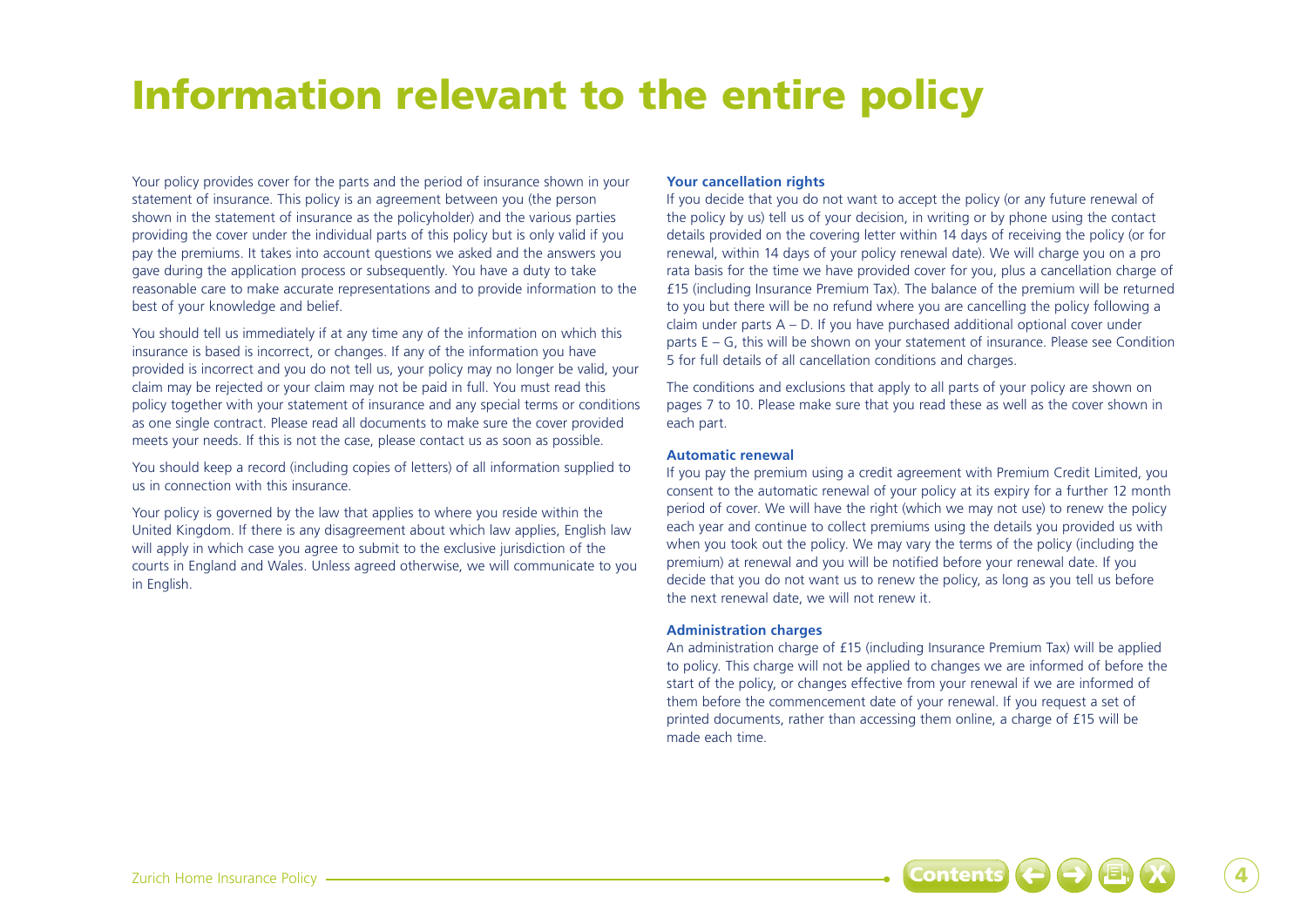# Information relevant to the entire policy

Your policy provides cover for the parts and the period of insurance shown in your statement of insurance. This policy is an agreement between you (the person shown in the statement of insurance as the policyholder) and the various parties providing the cover under the individual parts of this policy but is only valid if you pay the premiums. It takes into account questions we asked and the answers you gave during the application process or subsequently. You have a duty to take reasonable care to make accurate representations and to provide information to the best of your knowledge and belief.

You should tell us immediately if at any time any of the information on which this insurance is based is incorrect, or changes. If any of the information you have provided is incorrect and you do not tell us, your policy may no longer be valid, your claim may be rejected or your claim may not be paid in full. You must read this policy together with your statement of insurance and any special terms or conditions as one single contract. Please read all documents to make sure the cover provided meets your needs. If this is not the case, please contact us as soon as possible.

You should keep a record (including copies of letters) of all information supplied to us in connection with this insurance.

Your policy is governed by the law that applies to where you reside within the United Kingdom. If there is any disagreement about which law applies, English law will apply in which case you agree to submit to the exclusive jurisdiction of the courts in England and Wales. Unless agreed otherwise, we will communicate to you in English.

**Your cancellation rights**

If you decide that you do not want to accept the policy (or any future renewal of the policy by us) tell us of your decision, in writing or by phone using the contact details provided on the covering letter within 14 days of receiving the policy (or for renewal, within 14 days of your policy renewal date). We will charge you on a pro rata basis for the time we have provided cover for you, plus a cancellation charge of £15 (including Insurance Premium Tax). The balance of the premium will be returned to you but there will be no refund where you are cancelling the policy following a claim under parts A – D. If you have purchased additional optional cover under parts E – G, this will be shown on your statement of insurance. Please see Condition 5 for full details of all cancellation conditions and charges.

The conditions and exclusions that apply to all parts of your policy are shown on pages 7 to 10. Please make sure that you read these as well as the cover shown in each part.

**Automatic renewal**

If you pay the premium using a credit agreement with Premium Credit Limited, you consent to the automatic renewal of your policy at its expiry for a further 12 month period of cover. We will have the right (which we may not use) to renew the policy each year and continue to collect premiums using the details you provided us with when you took out the policy. We may vary the terms of the policy (including the premium) at renewal and you will be notified before your renewal date. If you decide that you do not want us to renew the policy, as long as you tell us before the next renewal date, we will not renew it.

**Administration charges**

An administration charge of £15 (including Insurance Premium Tax) will be applied to policy. This charge will not be applied to changes we are informed of before the start of the policy, or changes effective from your renewal if we are informed of them before the commencement date of your renewal. If you request a set of printed documents, rather than accessing them online, a charge of £15 will be made each time.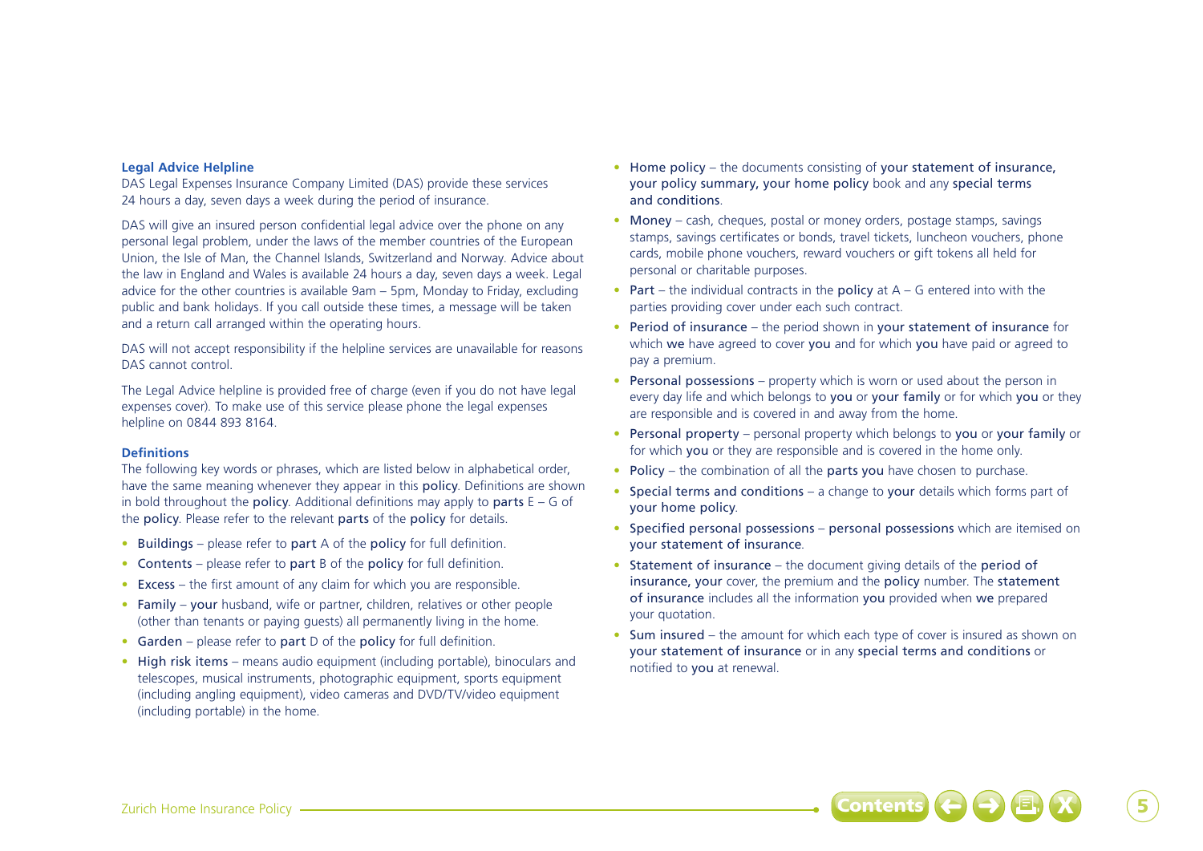### Legal Advice Helpline

DAS Legal Expenses Insurance Company Limited (DAS) provide these services 24 hours a day, seven days a week during the period of insurance.

DAS will give an insured person confidential legal advice over the phone on any personal legal problem, under the laws of the member countries of the European Union, the Isle of Man, the Channel Islands, Switzerland and Norway. Advice about the law in England and Wales is available 24 hours a day, seven days a week. Legal advice for the other countries is available 9am – 5pm, Monday to Friday, excluding public and bank holidays. If you call outside these times, a message will be taken and a return call arranged within the operating hours.

DAS will not accept responsibility if the helpline services are unavailable for reasons DAS cannot control.

The Legal Advice helpline is provided free of charge (even if you do not have legal expenses cover). To make use of this service please phone the legal expenses helpline on 0844 893 8164.

### Definitions

The following key words or phrases, which are listed below in alphabetical order, have the same meaning whenever they appear in this **policy**. Definitions are shown in bold throughout the **policy**. Additional definitions may apply to **parts** E – G of the **policy**. Please refer to the relevant **parts** of the **policy** for details.

- **Buildings** – please refer to **part** A of the **policy** for full definition.
- **Contents** – please refer to **part** B of the **policy** for full definition.
- **Excess** – the first amount of any claim for which you are responsible.
- **Family** – **your** husband, wife or partner, children, relatives or other people (other than tenants or paying guests) all permanently living in the home.
- **Garden** – please refer to **part** D of the **policy** for full definition.
- **High risk items** – means audio equipment (including portable), binoculars and telescopes, musical instruments, photographic equipment, sports equipment (including angling equipment), video cameras and DVD/TV/video equipment (including portable) in the home.
- **Home policy** – the documents consisting of **your statement of insurance, your policy summary, your home policy** book and any **special terms and conditions**.
- **Money** – cash, cheques, postal or money orders, postage stamps, savings stamps, savings certificates or bonds, travel tickets, luncheon vouchers, phone cards, mobile phone vouchers, reward vouchers or gift tokens all held for personal or charitable purposes.
- **Part** – the individual contracts in the **policy** at A – G entered into with the parties providing cover under each such contract.
- **Period of insurance** – the period shown in **your statement of insurance** for which **we** have agreed to cover **you** and for which **you** have paid or agreed to pay a premium.
- **Personal possessions** – property which is worn or used about the person in every day life and which belongs to **you** or **your family** or for which **you** or they are responsible and is covered in and away from the home.
- **Personal property** – personal property which belongs to **you** or **your family** or for which **you** or they are responsible and is covered in the home only.
- **Policy** – the combination of all the **parts you** have chosen to purchase.
- **Special terms and conditions** – a change to **your** details which forms part of **your home policy**.
- **Specified personal possessions** – **personal possessions** which are itemised on **your statement of insurance**.
- **Statement of insurance** – the document giving details of the **period of insurance, your** cover, the premium and the **policy** number. The **statement of insurance** includes all the information **you** provided when **we** prepared your quotation.
- **Sum insured** – the amount for which each type of cover is insured as shown on **your statement of insurance** or in any **special terms and conditions** or notified to **you** at renewal.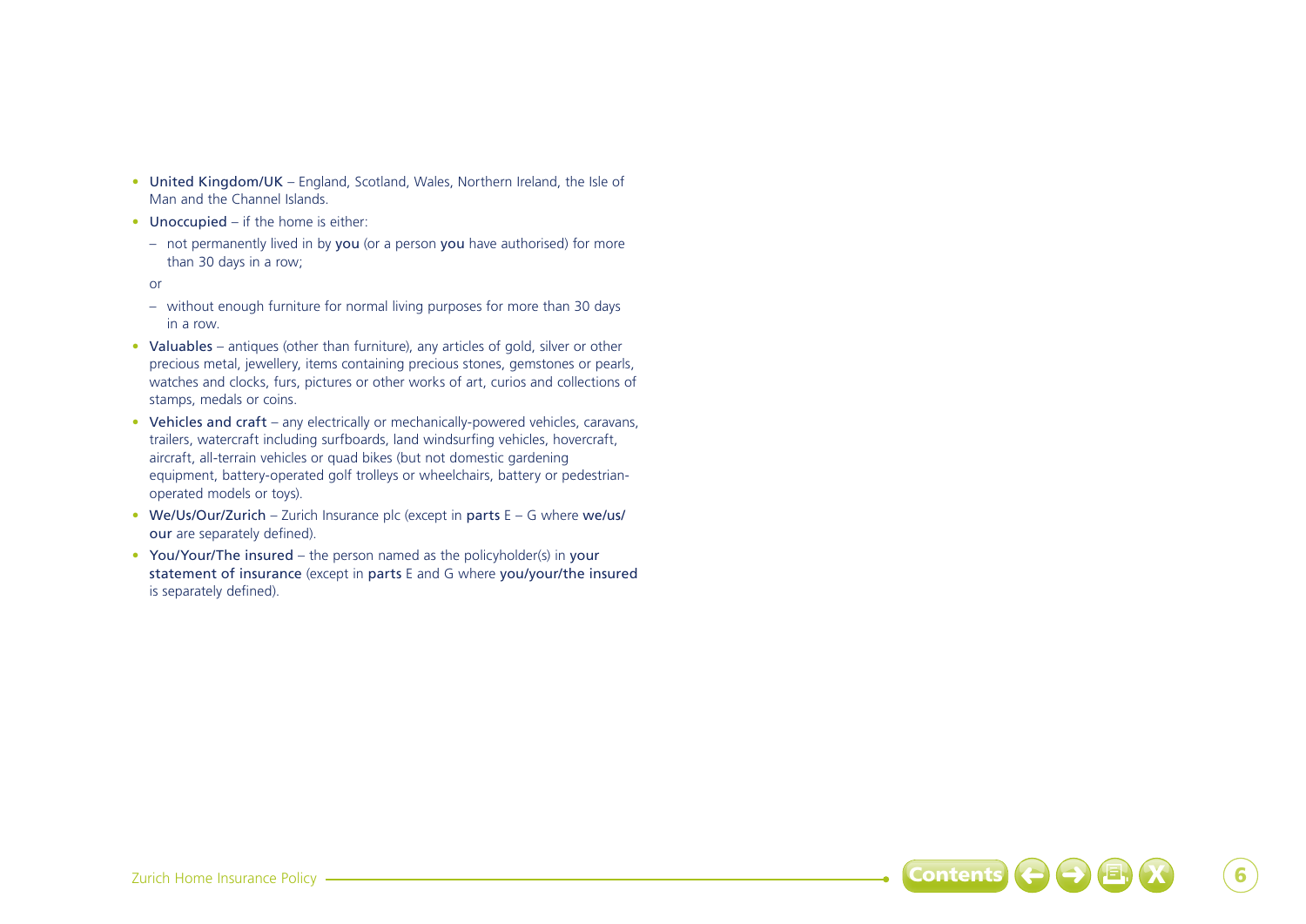- **United Kingdom/UK** – England, Scotland, Wales, Northern Ireland, the Isle of Man and the Channel Islands.
- **Unoccupied** – if the home is either:
  - not permanently lived in by **you** (or a person **you** have authorised) for more than 30 days in a row;

  or

  - without enough furniture for normal living purposes for more than 30 days in a row.
- **Valuables** – antiques (other than furniture), any articles of gold, silver or other precious metal, jewellery, items containing precious stones, gemstones or pearls, watches and clocks, furs, pictures or other works of art, curios and collections of stamps, medals or coins.
- **Vehicles and craft** – any electrically or mechanically-powered vehicles, caravans, trailers, watercraft including surfboards, land windsurfing vehicles, hovercraft, aircraft, all-terrain vehicles or quad bikes (but not domestic gardening equipment, battery-operated golf trolleys or wheelchairs, battery or pedestrian-operated models or toys).
- **We/Us/Our/Zurich** – Zurich Insurance plc (except in **parts** E – G where **we/us/our** are separately defined).
- **You/Your/The insured** – the person named as the policyholder(s) in **your statement of insurance** (except in **parts** E and G where **you/your/the insured** is separately defined).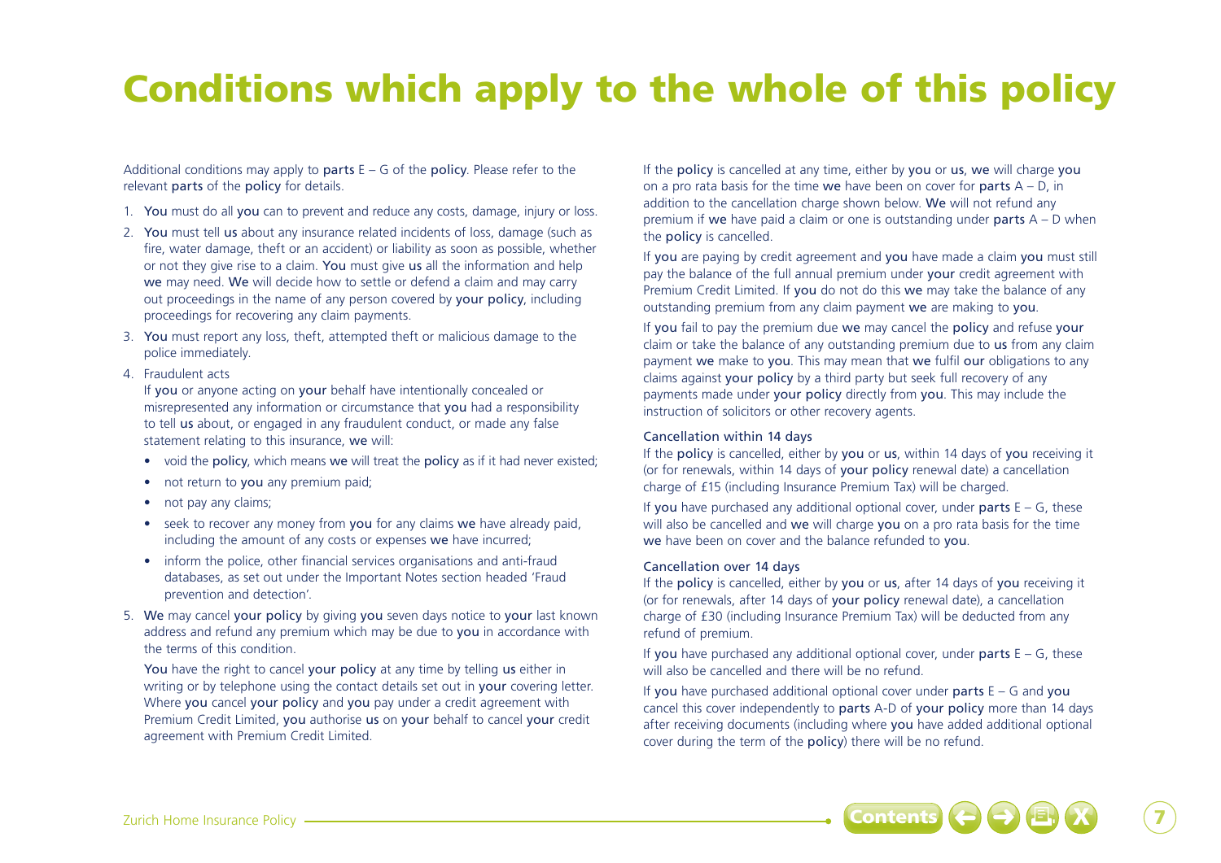# Conditions which apply to the whole of this policy

Additional conditions may apply to parts E – G of the policy. Please refer to the relevant parts of the policy for details.

1. You must do all you can to prevent and reduce any costs, damage, injury or loss.
2. You must tell us about any insurance related incidents of loss, damage (such as fire, water damage, theft or an accident) or liability as soon as possible, whether or not they give rise to a claim. You must give us all the information and help we may need. We will decide how to settle or defend a claim and may carry out proceedings in the name of any person covered by your policy, including proceedings for recovering any claim payments.
3. You must report any loss, theft, attempted theft or malicious damage to the police immediately.
4. Fraudulent acts

   If you or anyone acting on your behalf have intentionally concealed or misrepresented any information or circumstance that you had a responsibility to tell us about, or engaged in any fraudulent conduct, or made any false statement relating to this insurance, we will:

   - void the policy, which means we will treat the policy as if it had never existed;
   - not return to you any premium paid;
   - not pay any claims;
   - seek to recover any money from you for any claims we have already paid, including the amount of any costs or expenses we have incurred;
   - inform the police, other financial services organisations and anti-fraud databases, as set out under the Important Notes section headed 'Fraud prevention and detection'.
5. We may cancel your policy by giving you seven days notice to your last known address and refund any premium which may be due to you in accordance with the terms of this condition.

   You have the right to cancel your policy at any time by telling us either in writing or by telephone using the contact details set out in your covering letter. Where you cancel your policy and you pay under a credit agreement with Premium Credit Limited, you authorise us on your behalf to cancel your credit agreement with Premium Credit Limited.

   If the policy is cancelled at any time, either by you or us, we will charge you on a pro rata basis for the time we have been on cover for parts A – D, in addition to the cancellation charge shown below. We will not refund any premium if we have paid a claim or one is outstanding under parts A – D when the policy is cancelled.

   If you are paying by credit agreement and you have made a claim you must still pay the balance of the full annual premium under your credit agreement with Premium Credit Limited. If you do not do this we may take the balance of any outstanding premium from any claim payment we are making to you.

   If you fail to pay the premium due we may cancel the policy and refuse your claim or take the balance of any outstanding premium due to us from any claim payment we make to you. This may mean that we fulfil our obligations to any claims against your policy by a third party but seek full recovery of any payments made under your policy directly from you. This may include the instruction of solicitors or other recovery agents.

   **Cancellation within 14 days**

   If the policy is cancelled, either by you or us, within 14 days of you receiving it (or for renewals, within 14 days of your policy renewal date) a cancellation charge of £15 (including Insurance Premium Tax) will be charged.

   If you have purchased any additional optional cover, under parts E – G, these will also be cancelled and we will charge you on a pro rata basis for the time we have been on cover and the balance refunded to you.

   **Cancellation over 14 days**

   If the policy is cancelled, either by you or us, after 14 days of you receiving it (or for renewals, after 14 days of your policy renewal date), a cancellation charge of £30 (including Insurance Premium Tax) will be deducted from any refund of premium.

   If you have purchased any additional optional cover, under parts E – G, these will also be cancelled and there will be no refund.

   If you have purchased additional optional cover under parts E – G and you cancel this cover independently to parts A-D of your policy more than 14 days after receiving documents (including where you have added additional optional cover during the term of the policy) there will be no refund.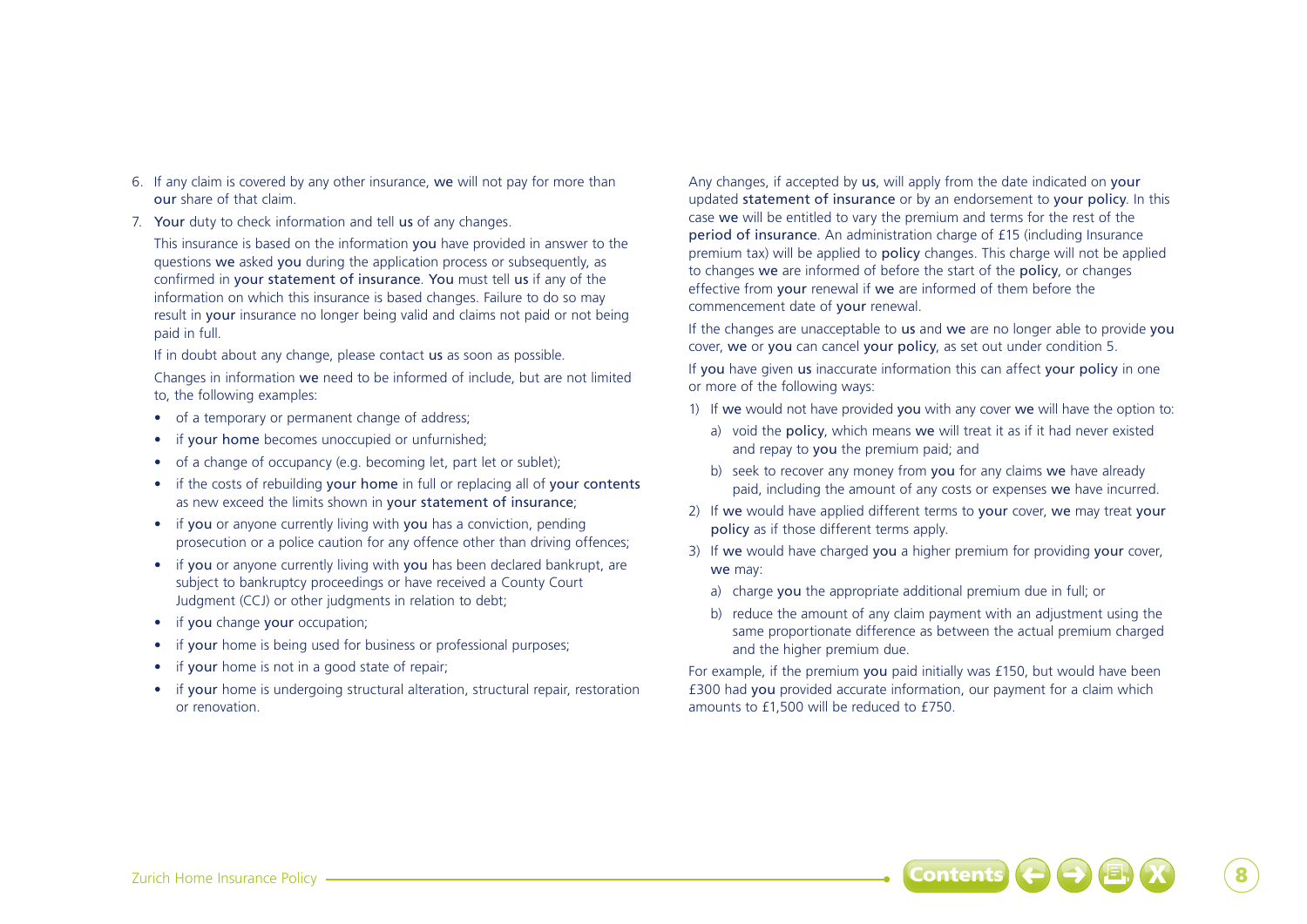6. If any claim is covered by any other insurance, we will not pay for more than our share of that claim.
7. Your duty to check information and tell us of any changes.

   This insurance is based on the information you have provided in answer to the questions we asked you during the application process or subsequently, as confirmed in your statement of insurance. You must tell us if any of the information on which this insurance is based changes. Failure to do so may result in your insurance no longer being valid and claims not paid or not being paid in full.

   If in doubt about any change, please contact us as soon as possible.

   Changes in information we need to be informed of include, but are not limited to, the following examples:

   - of a temporary or permanent change of address;
   - if your home becomes unoccupied or unfurnished;
   - of a change of occupancy (e.g. becoming let, part let or sublet);
   - if the costs of rebuilding your home in full or replacing all of your contents as new exceed the limits shown in your statement of insurance;
   - if you or anyone currently living with you has a conviction, pending prosecution or a police caution for any offence other than driving offences;
   - if you or anyone currently living with you has been declared bankrupt, are subject to bankruptcy proceedings or have received a County Court Judgment (CCJ) or other judgments in relation to debt;
   - if you change your occupation;
   - if your home is being used for business or professional purposes;
   - if your home is not in a good state of repair;
   - if your home is undergoing structural alteration, structural repair, restoration or renovation.

   Any changes, if accepted by us, will apply from the date indicated on your updated statement of insurance or by an endorsement to your policy. In this case we will be entitled to vary the premium and terms for the rest of the period of insurance. An administration charge of £15 (including Insurance premium tax) will be applied to policy changes. This charge will not be applied to changes we are informed of before the start of the policy, or changes effective from your renewal if we are informed of them before the commencement date of your renewal.

   If the changes are unacceptable to us and we are no longer able to provide you cover, we or you can cancel your policy, as set out under condition 5.

   If you have given us inaccurate information this can affect your policy in one or more of the following ways:

   1) If we would not have provided you with any cover we will have the option to:
      a) void the policy, which means we will treat it as if it had never existed and repay to you the premium paid; and
      b) seek to recover any money from you for any claims we have already paid, including the amount of any costs or expenses we have incurred.
   2) If we would have applied different terms to your cover, we may treat your policy as if those different terms apply.
   3) If we would have charged you a higher premium for providing your cover, we may:
      a) charge you the appropriate additional premium due in full; or
      b) reduce the amount of any claim payment with an adjustment using the same proportionate difference as between the actual premium charged and the higher premium due.

   For example, if the premium you paid initially was £150, but would have been £300 had you provided accurate information, our payment for a claim which amounts to £1,500 will be reduced to £750.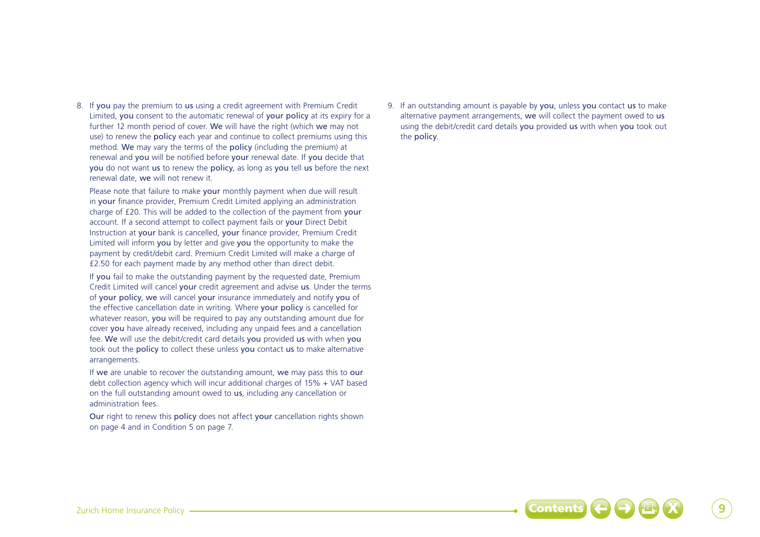8. If you pay the premium to us using a credit agreement with Premium Credit Limited, you consent to the automatic renewal of your policy at its expiry for a further 12 month period of cover. We will have the right (which we may not use) to renew the policy each year and continue to collect premiums using this method. We may vary the terms of the policy (including the premium) at renewal and you will be notified before your renewal date. If you decide that you do not want us to renew the policy, as long as you tell us before the next renewal date, we will not renew it.

   Please note that failure to make your monthly payment when due will result in your finance provider, Premium Credit Limited applying an administration charge of £20. This will be added to the collection of the payment from your account. If a second attempt to collect payment fails or your Direct Debit Instruction at your bank is cancelled, your finance provider, Premium Credit Limited will inform you by letter and give you the opportunity to make the payment by credit/debit card. Premium Credit Limited will make a charge of £2.50 for each payment made by any method other than direct debit.

   If you fail to make the outstanding payment by the requested date, Premium Credit Limited will cancel your credit agreement and advise us. Under the terms of your policy, we will cancel your insurance immediately and notify you of the effective cancellation date in writing. Where your policy is cancelled for whatever reason, you will be required to pay any outstanding amount due for cover you have already received, including any unpaid fees and a cancellation fee. We will use the debit/credit card details you provided us with when you took out the policy to collect these unless you contact us to make alternative arrangements.

   If we are unable to recover the outstanding amount, we may pass this to our debt collection agency which will incur additional charges of 15% + VAT based on the full outstanding amount owed to us, including any cancellation or administration fees.

   Our right to renew this policy does not affect your cancellation rights shown on page 4 and in Condition 5 on page 7.

9. If an outstanding amount is payable by you, unless you contact us to make alternative payment arrangements, we will collect the payment owed to us using the debit/credit card details you provided us with when you took out the policy.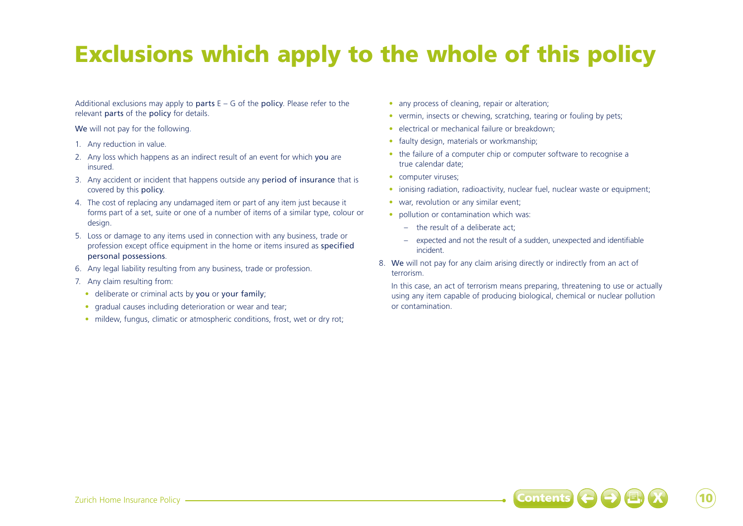# Exclusions which apply to the whole of this policy

Additional exclusions may apply to **parts** E – G of the **policy**. Please refer to the relevant **parts** of the **policy** for details.

**We** will not pay for the following.

1. Any reduction in value.
2. Any loss which happens as an indirect result of an event for which **you** are insured.
3. Any accident or incident that happens outside any **period of insurance** that is covered by this **policy**.
4. The cost of replacing any undamaged item or part of any item just because it forms part of a set, suite or one of a number of items of a similar type, colour or design.
5. Loss or damage to any items used in connection with any business, trade or profession except office equipment in the home or items insured as **specified personal possessions**.
6. Any legal liability resulting from any business, trade or profession.
7. Any claim resulting from:
   - deliberate or criminal acts by **you** or **your family**;
   - gradual causes including deterioration or wear and tear;
   - mildew, fungus, climatic or atmospheric conditions, frost, wet or dry rot;
   - any process of cleaning, repair or alteration;
   - vermin, insects or chewing, scratching, tearing or fouling by pets;
   - electrical or mechanical failure or breakdown;
   - faulty design, materials or workmanship;
   - the failure of a computer chip or computer software to recognise a true calendar date;
   - computer viruses;
   - ionising radiation, radioactivity, nuclear fuel, nuclear waste or equipment;
   - war, revolution or any similar event;
   - pollution or contamination which was:
     - the result of a deliberate act;
     - expected and not the result of a sudden, unexpected and identifiable incident.
8. **We** will not pay for any claim arising directly or indirectly from an act of terrorism.

   In this case, an act of terrorism means preparing, threatening to use or actually using any item capable of producing biological, chemical or nuclear pollution or contamination.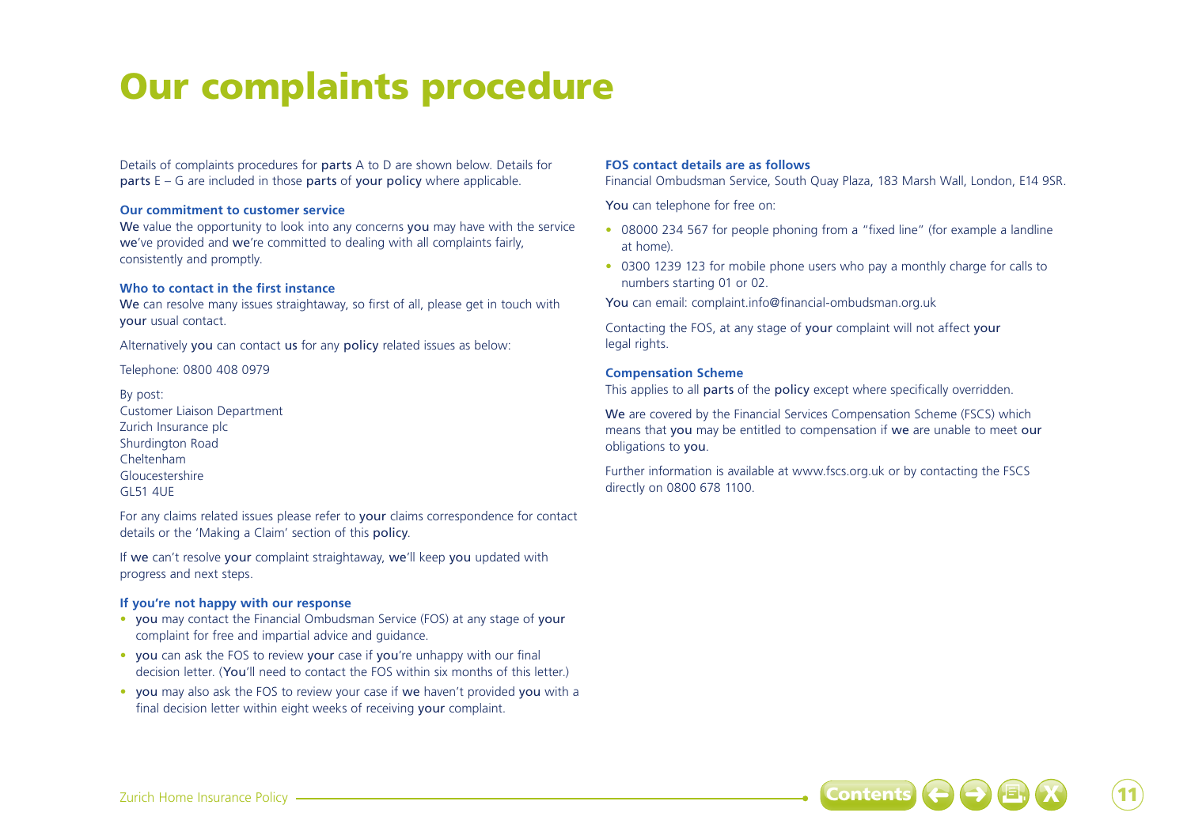# Our complaints procedure

Details of complaints procedures for parts A to D are shown below. Details for parts E – G are included in those parts of your policy where applicable.

**Our commitment to customer service**

We value the opportunity to look into any concerns you may have with the service we've provided and we're committed to dealing with all complaints fairly, consistently and promptly.

**Who to contact in the first instance**

We can resolve many issues straightaway, so first of all, please get in touch with your usual contact.

Alternatively you can contact us for any policy related issues as below:

Telephone: 0800 408 0979

By post:
Customer Liaison Department
Zurich Insurance plc
Shurdington Road
Cheltenham
Gloucestershire
GL51 4UE

For any claims related issues please refer to your claims correspondence for contact details or the 'Making a Claim' section of this policy.

If we can't resolve your complaint straightaway, we'll keep you updated with progress and next steps.

**If you're not happy with our response**

- you may contact the Financial Ombudsman Service (FOS) at any stage of your complaint for free and impartial advice and guidance.
- you can ask the FOS to review your case if you're unhappy with our final decision letter. (You'll need to contact the FOS within six months of this letter.)
- you may also ask the FOS to review your case if we haven't provided you with a final decision letter within eight weeks of receiving your complaint.

**FOS contact details are as follows**

Financial Ombudsman Service, South Quay Plaza, 183 Marsh Wall, London, E14 9SR.

You can telephone for free on:

- 08000 234 567 for people phoning from a "fixed line" (for example a landline at home).
- 0300 1239 123 for mobile phone users who pay a monthly charge for calls to numbers starting 01 or 02.

You can email: complaint.info@financial-ombudsman.org.uk

Contacting the FOS, at any stage of your complaint will not affect your legal rights.

**Compensation Scheme**

This applies to all parts of the policy except where specifically overridden.

We are covered by the Financial Services Compensation Scheme (FSCS) which means that you may be entitled to compensation if we are unable to meet our obligations to you.

Further information is available at www.fscs.org.uk or by contacting the FSCS directly on 0800 678 1100.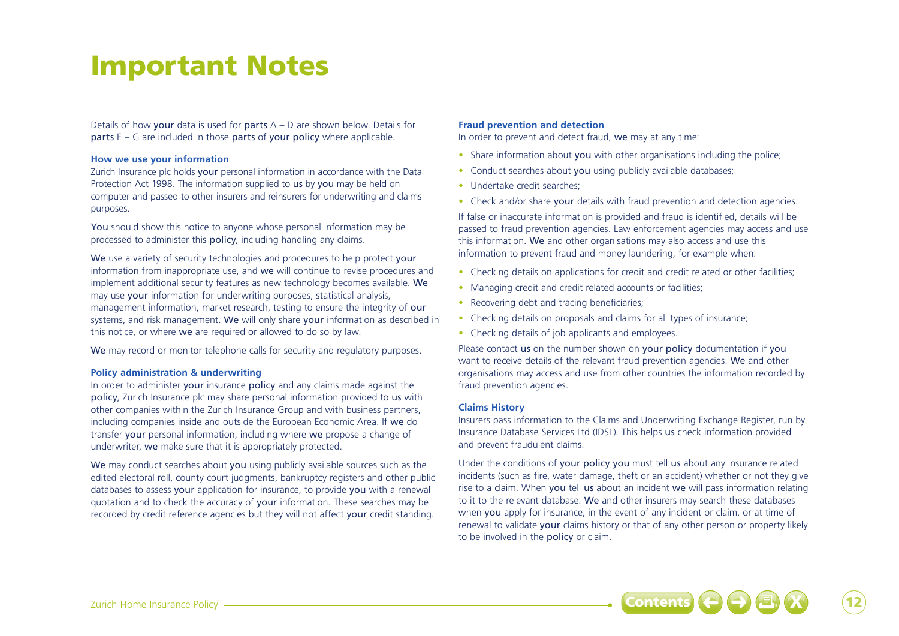# Important Notes

Details of how your data is used for parts A – D are shown below. Details for parts E – G are included in those parts of your policy where applicable.

### How we use your information

Zurich Insurance plc holds your personal information in accordance with the Data Protection Act 1998. The information supplied to us by you may be held on computer and passed to other insurers and reinsurers for underwriting and claims purposes.

You should show this notice to anyone whose personal information may be processed to administer this policy, including handling any claims.

We use a variety of security technologies and procedures to help protect your information from inappropriate use, and we will continue to revise procedures and implement additional security features as new technology becomes available. We may use your information for underwriting purposes, statistical analysis, management information, market research, testing to ensure the integrity of our systems, and risk management. We will only share your information as described in this notice, or where we are required or allowed to do so by law.

We may record or monitor telephone calls for security and regulatory purposes.

### Policy administration & underwriting

In order to administer your insurance policy and any claims made against the policy, Zurich Insurance plc may share personal information provided to us with other companies within the Zurich Insurance Group and with business partners, including companies inside and outside the European Economic Area. If we do transfer your personal information, including where we propose a change of underwriter, we make sure that it is appropriately protected.

We may conduct searches about you using publicly available sources such as the edited electoral roll, county court judgments, bankruptcy registers and other public databases to assess your application for insurance, to provide you with a renewal quotation and to check the accuracy of your information. These searches may be recorded by credit reference agencies but they will not affect your credit standing.

### Fraud prevention and detection

In order to prevent and detect fraud, we may at any time:

- Share information about you with other organisations including the police;
- Conduct searches about you using publicly available databases;
- Undertake credit searches;
- Check and/or share your details with fraud prevention and detection agencies.

If false or inaccurate information is provided and fraud is identified, details will be passed to fraud prevention agencies. Law enforcement agencies may access and use this information. We and other organisations may also access and use this information to prevent fraud and money laundering, for example when:

- Checking details on applications for credit and credit related or other facilities;
- Managing credit and credit related accounts or facilities;
- Recovering debt and tracing beneficiaries;
- Checking details on proposals and claims for all types of insurance;
- Checking details of job applicants and employees.

Please contact us on the number shown on your policy documentation if you want to receive details of the relevant fraud prevention agencies. We and other organisations may access and use from other countries the information recorded by fraud prevention agencies.

### Claims History

Insurers pass information to the Claims and Underwriting Exchange Register, run by Insurance Database Services Ltd (IDSL). This helps us check information provided and prevent fraudulent claims.

Under the conditions of your policy you must tell us about any insurance related incidents (such as fire, water damage, theft or an accident) whether or not they give rise to a claim. When you tell us about an incident we will pass information relating to it to the relevant database. We and other insurers may search these databases when you apply for insurance, in the event of any incident or claim, or at time of renewal to validate your claims history or that of any other person or property likely to be involved in the policy or claim.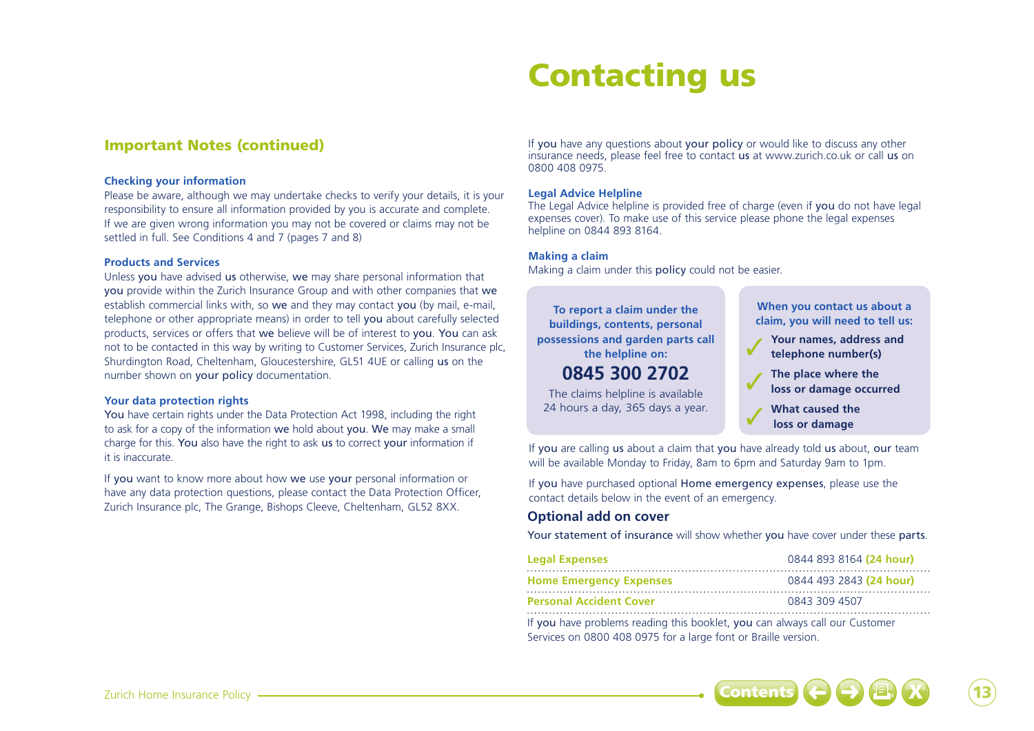# Contacting us

## Important Notes (continued)

### Checking your information

Please be aware, although we may undertake checks to verify your details, it is your responsibility to ensure all information provided by you is accurate and complete. If we are given wrong information you may not be covered or claims may not be settled in full. See Conditions 4 and 7 (pages 7 and 8)

### Products and Services

Unless you have advised us otherwise, we may share personal information that you provide within the Zurich Insurance Group and with other companies that we establish commercial links with, so we and they may contact you (by mail, e-mail, telephone or other appropriate means) in order to tell you about carefully selected products, services or offers that we believe will be of interest to you. You can ask not to be contacted in this way by writing to Customer Services, Zurich Insurance plc, Shurdington Road, Cheltenham, Gloucestershire, GL51 4UE or calling us on the number shown on your policy documentation.

### Your data protection rights

You have certain rights under the Data Protection Act 1998, including the right to ask for a copy of the information we hold about you. We may make a small charge for this. You also have the right to ask us to correct your information if it is inaccurate.

If you want to know more about how we use your personal information or have any data protection questions, please contact the Data Protection Officer, Zurich Insurance plc, The Grange, Bishops Cleeve, Cheltenham, GL52 8XX.

If you have any questions about your policy or would like to discuss any other insurance needs, please feel free to contact us at www.zurich.co.uk or call us on 0800 408 0975.

### Legal Advice Helpline

The Legal Advice helpline is provided free of charge (even if you do not have legal expenses cover). To make use of this service please phone the legal expenses helpline on 0844 893 8164.

### Making a claim

Making a claim under this policy could not be easier.

**To report a claim under the buildings, contents, personal possessions and garden parts call the helpline on:**

**0845 300 2702**

The claims helpline is available 24 hours a day, 365 days a year.

**When you contact us about a claim, you will need to tell us:**

- ✓ **Your names, address and telephone number(s)**
- ✓ **The place where the loss or damage occurred**
- ✓ **What caused the loss or damage**

If you are calling us about a claim that you have already told us about, our team will be available Monday to Friday, 8am to 6pm and Saturday 9am to 1pm.

If you have purchased optional Home emergency expenses, please use the contact details below in the event of an emergency.

### Optional add on cover

Your statement of insurance will show whether you have cover under these parts.

| | |
|---|---|
| **Legal Expenses** | 0844 893 8164 **(24 hour)** |
| **Home Emergency Expenses** | 0844 493 2843 **(24 hour)** |
| **Personal Accident Cover** | 0843 309 4507 |

If you have problems reading this booklet, you can always call our Customer Services on 0800 408 0975 for a large font or Braille version.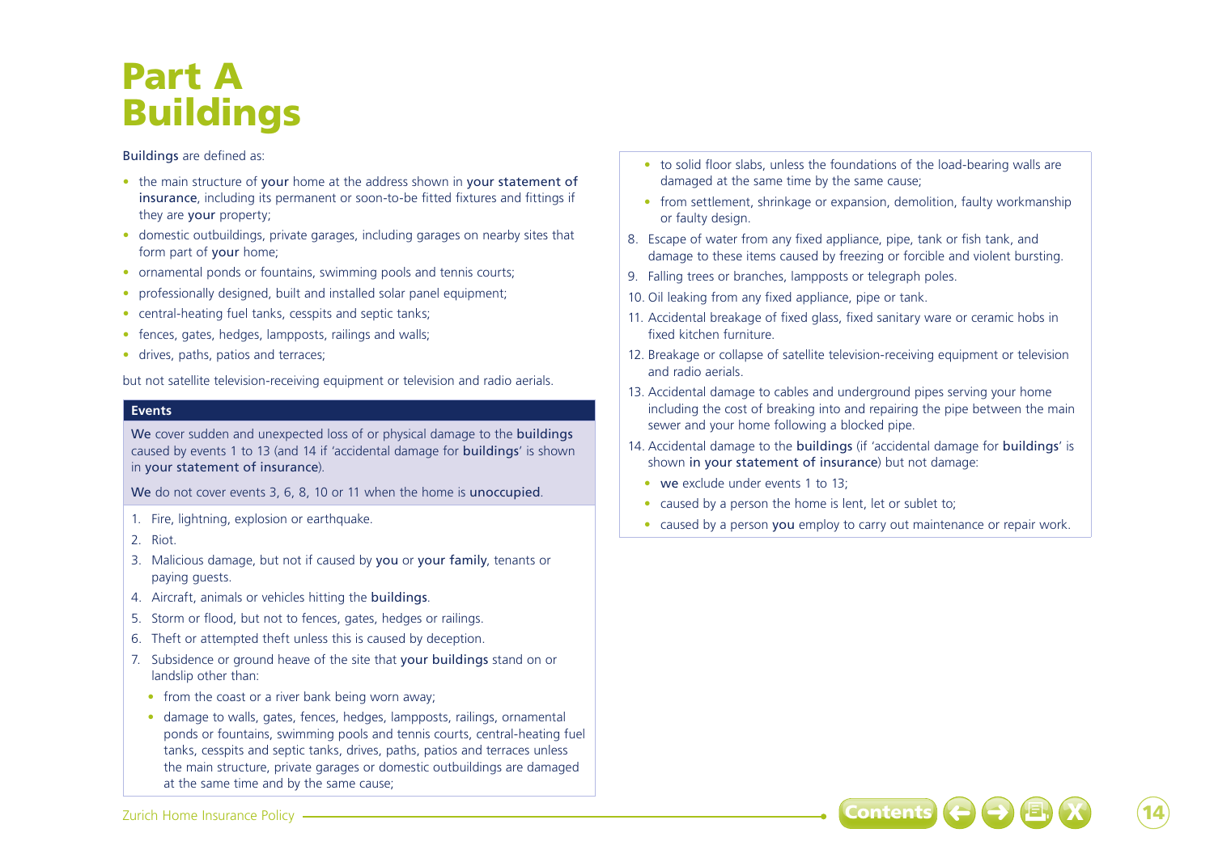# Part A Buildings

Buildings are defined as:

- the main structure of your home at the address shown in your statement of insurance, including its permanent or soon-to-be fitted fixtures and fittings if they are your property;
- domestic outbuildings, private garages, including garages on nearby sites that form part of your home;
- ornamental ponds or fountains, swimming pools and tennis courts;
- professionally designed, built and installed solar panel equipment;
- central-heating fuel tanks, cesspits and septic tanks;
- fences, gates, hedges, lampposts, railings and walls;
- drives, paths, patios and terraces;

but not satellite television-receiving equipment or television and radio aerials.

**Events**

We cover sudden and unexpected loss of or physical damage to the buildings caused by events 1 to 13 (and 14 if 'accidental damage for buildings' is shown in your statement of insurance).

We do not cover events 3, 6, 8, 10 or 11 when the home is unoccupied.

1. Fire, lightning, explosion or earthquake.
2. Riot.
3. Malicious damage, but not if caused by you or your family, tenants or paying guests.
4. Aircraft, animals or vehicles hitting the buildings.
5. Storm or flood, but not to fences, gates, hedges or railings.
6. Theft or attempted theft unless this is caused by deception.
7. Subsidence or ground heave of the site that your buildings stand on or landslip other than:
   - from the coast or a river bank being worn away;
   - damage to walls, gates, fences, hedges, lampposts, railings, ornamental ponds or fountains, swimming pools and tennis courts, central-heating fuel tanks, cesspits and septic tanks, drives, paths, patios and terraces unless the main structure, private garages or domestic outbuildings are damaged at the same time and by the same cause;
   - to solid floor slabs, unless the foundations of the load-bearing walls are damaged at the same time by the same cause;
   - from settlement, shrinkage or expansion, demolition, faulty workmanship or faulty design.
8. Escape of water from any fixed appliance, pipe, tank or fish tank, and damage to these items caused by freezing or forcible and violent bursting.
9. Falling trees or branches, lampposts or telegraph poles.
10. Oil leaking from any fixed appliance, pipe or tank.
11. Accidental breakage of fixed glass, fixed sanitary ware or ceramic hobs in fixed kitchen furniture.
12. Breakage or collapse of satellite television-receiving equipment or television and radio aerials.
13. Accidental damage to cables and underground pipes serving your home including the cost of breaking into and repairing the pipe between the main sewer and your home following a blocked pipe.
14. Accidental damage to the buildings (if 'accidental damage for buildings' is shown in your statement of insurance) but not damage:
    - we exclude under events 1 to 13;
    - caused by a person the home is lent, let or sublet to;
    - caused by a person you employ to carry out maintenance or repair work.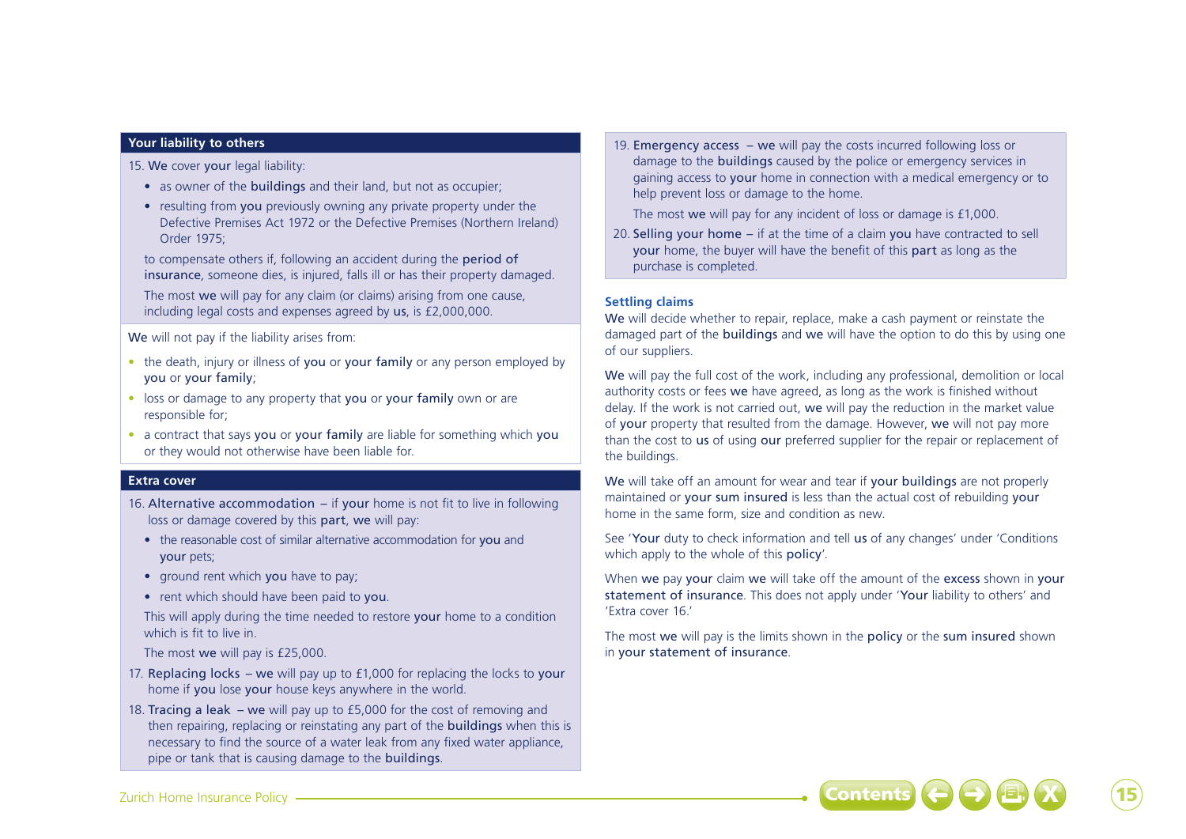## Your liability to others

15. **We** cover **your** legal liability:

   - as owner of the **buildings** and their land, but not as occupier;
   - resulting from **you** previously owning any private property under the Defective Premises Act 1972 or the Defective Premises (Northern Ireland) Order 1975;

   to compensate others if, following an accident during the **period of insurance**, someone dies, is injured, falls ill or has their property damaged.

   The most **we** will pay for any claim (or claims) arising from one cause, including legal costs and expenses agreed by **us**, is £2,000,000.

**We** will not pay if the liability arises from:

- the death, injury or illness of **you** or **your family** or any person employed by **you** or **your family**;
- loss or damage to any property that **you** or **your family** own or are responsible for;
- a contract that says **you** or **your family** are liable for something which **you** or they would not otherwise have been liable for.

## Extra cover

16. **Alternative accommodation** – if **your** home is not fit to live in following loss or damage covered by this **part**, **we** will pay:

   - the reasonable cost of similar alternative accommodation for **you** and **your** pets;
   - ground rent which **you** have to pay;
   - rent which should have been paid to **you**.

   This will apply during the time needed to restore **your** home to a condition which is fit to live in.

   The most **we** will pay is £25,000.

17. **Replacing locks** – **we** will pay up to £1,000 for replacing the locks to **your** home if **you** lose **your** house keys anywhere in the world.

18. **Tracing a leak** – **we** will pay up to £5,000 for the cost of removing and then repairing, replacing or reinstating any part of the **buildings** when this is necessary to find the source of a water leak from any fixed water appliance, pipe or tank that is causing damage to the **buildings**.

19. **Emergency access** – **we** will pay the costs incurred following loss or damage to the **buildings** caused by the police or emergency services in gaining access to **your** home in connection with a medical emergency or to help prevent loss or damage to the home.

   The most **we** will pay for any incident of loss or damage is £1,000.

20. **Selling your home** – if at the time of a claim **you** have contracted to sell **your** home, the buyer will have the benefit of this **part** as long as the purchase is completed.

### Settling claims

**We** will decide whether to repair, replace, make a cash payment or reinstate the damaged part of the **buildings** and **we** will have the option to do this by using one of our suppliers.

**We** will pay the full cost of the work, including any professional, demolition or local authority costs or fees **we** have agreed, as long as the work is finished without delay. If the work is not carried out, **we** will pay the reduction in the market value of **your** property that resulted from the damage. However, **we** will not pay more than the cost to **us** of using **our** preferred supplier for the repair or replacement of the buildings.

**We** will take off an amount for wear and tear if **your buildings** are not properly maintained or **your sum insured** is less than the actual cost of rebuilding **your** home in the same form, size and condition as new.

See '**Your** duty to check information and tell **us** of any changes' under 'Conditions which apply to the whole of this **policy**'.

When **we** pay **your** claim **we** will take off the amount of the **excess** shown in **your statement of insurance**. This does not apply under '**Your** liability to others' and 'Extra cover 16.'

The most **we** will pay is the limits shown in the **policy** or the **sum insured** shown in **your statement of insurance**.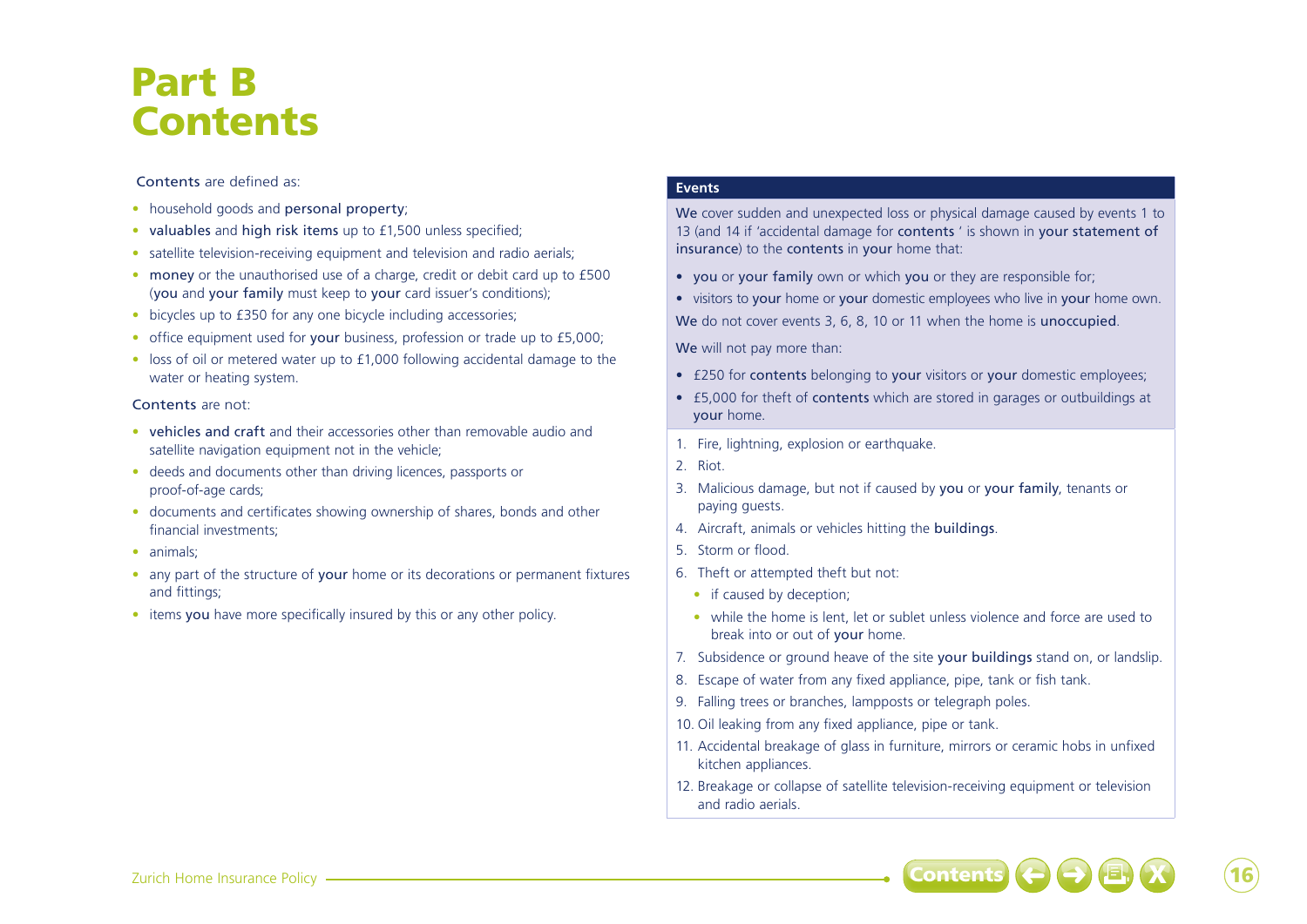# Part B Contents

Contents are defined as:

- household goods and personal property;
- valuables and high risk items up to £1,500 unless specified;
- satellite television-receiving equipment and television and radio aerials;
- money or the unauthorised use of a charge, credit or debit card up to £500 (you and your family must keep to your card issuer's conditions);
- bicycles up to £350 for any one bicycle including accessories;
- office equipment used for your business, profession or trade up to £5,000;
- loss of oil or metered water up to £1,000 following accidental damage to the water or heating system.

Contents are not:

- vehicles and craft and their accessories other than removable audio and satellite navigation equipment not in the vehicle;
- deeds and documents other than driving licences, passports or proof-of-age cards;
- documents and certificates showing ownership of shares, bonds and other financial investments;
- animals;
- any part of the structure of your home or its decorations or permanent fixtures and fittings;
- items you have more specifically insured by this or any other policy.

**Events**

We cover sudden and unexpected loss or physical damage caused by events 1 to 13 (and 14 if 'accidental damage for contents ' is shown in your statement of insurance) to the contents in your home that:

- you or your family own or which you or they are responsible for;
- visitors to your home or your domestic employees who live in your home own.

We do not cover events 3, 6, 8, 10 or 11 when the home is unoccupied.

We will not pay more than:

- £250 for contents belonging to your visitors or your domestic employees;
- £5,000 for theft of contents which are stored in garages or outbuildings at your home.

1. Fire, lightning, explosion or earthquake.
2. Riot.
3. Malicious damage, but not if caused by you or your family, tenants or paying guests.
4. Aircraft, animals or vehicles hitting the buildings.
5. Storm or flood.
6. Theft or attempted theft but not:
   - if caused by deception;
   - while the home is lent, let or sublet unless violence and force are used to break into or out of your home.
7. Subsidence or ground heave of the site your buildings stand on, or landslip.
8. Escape of water from any fixed appliance, pipe, tank or fish tank.
9. Falling trees or branches, lampposts or telegraph poles.
10. Oil leaking from any fixed appliance, pipe or tank.
11. Accidental breakage of glass in furniture, mirrors or ceramic hobs in unfixed kitchen appliances.
12. Breakage or collapse of satellite television-receiving equipment or television and radio aerials.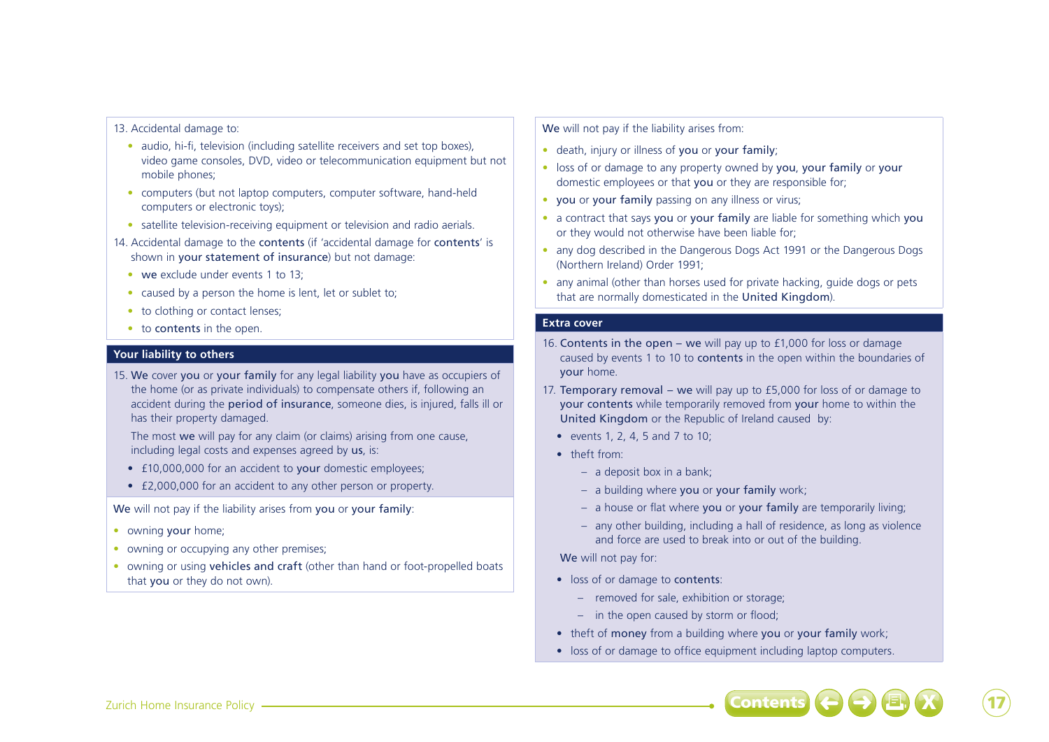13. Accidental damage to:
    - audio, hi-fi, television (including satellite receivers and set top boxes), video game consoles, DVD, video or telecommunication equipment but not mobile phones;
    - computers (but not laptop computers, computer software, hand-held computers or electronic toys);
    - satellite television-receiving equipment or television and radio aerials.
14. Accidental damage to the **contents** (if 'accidental damage for **contents**' is shown in **your statement of insurance**) but not damage:
    - **we** exclude under events 1 to 13;
    - caused by a person the home is lent, let or sublet to;
    - to clothing or contact lenses;
    - to **contents** in the open.

## Your liability to others

15. **We** cover **you** or **your family** for any legal liability **you** have as occupiers of the home (or as private individuals) to compensate others if, following an accident during the **period of insurance**, someone dies, is injured, falls ill or has their property damaged.

    The most **we** will pay for any claim (or claims) arising from one cause, including legal costs and expenses agreed by **us**, is:

    - £10,000,000 for an accident to **your** domestic employees;
    - £2,000,000 for an accident to any other person or property.

**We** will not pay if the liability arises from **you** or **your family**:

- owning **your** home;
- owning or occupying any other premises;
- owning or using **vehicles and craft** (other than hand or foot-propelled boats that **you** or they do not own).

**We** will not pay if the liability arises from:

- death, injury or illness of **you** or **your family**;
- loss of or damage to any property owned by **you**, **your family** or **your** domestic employees or that **you** or they are responsible for;
- **you** or **your family** passing on any illness or virus;
- a contract that says **you** or **your family** are liable for something which **you** or they would not otherwise have been liable for;
- any dog described in the Dangerous Dogs Act 1991 or the Dangerous Dogs (Northern Ireland) Order 1991;
- any animal (other than horses used for private hacking, guide dogs or pets that are normally domesticated in the **United Kingdom**).

## Extra cover

16. **Contents in the open** – **we** will pay up to £1,000 for loss or damage caused by events 1 to 10 to **contents** in the open within the boundaries of **your** home.
17. **Temporary removal** – **we** will pay up to £5,000 for loss of or damage to **your contents** while temporarily removed from **your** home to within the **United Kingdom** or the Republic of Ireland caused by:
    - events 1, 2, 4, 5 and 7 to 10;
    - theft from:
      - a deposit box in a bank;
      - a building where **you** or **your family** work;
      - a house or flat where **you** or **your family** are temporarily living;
      - any other building, including a hall of residence, as long as violence and force are used to break into or out of the building.

    **We** will not pay for:

    - loss of or damage to **contents**:
      - removed for sale, exhibition or storage;
      - in the open caused by storm or flood;
    - theft of **money** from a building where **you** or **your family** work;
    - loss of or damage to office equipment including laptop computers.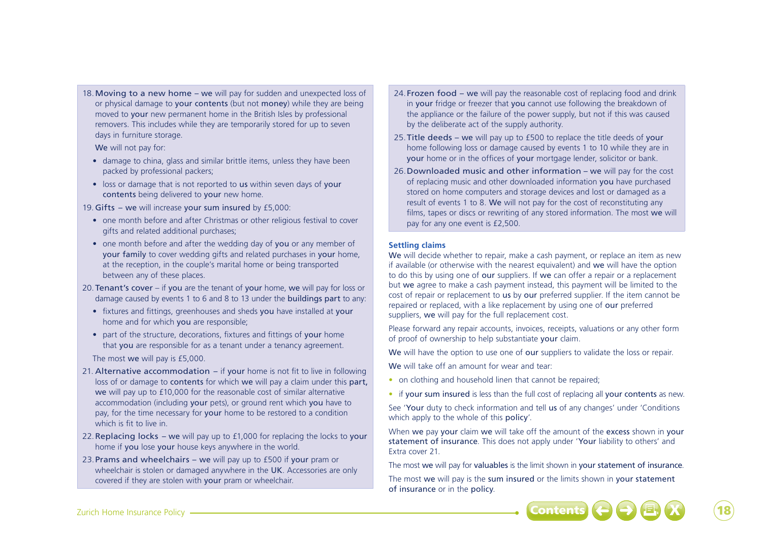18. **Moving to a new home** – **we** will pay for sudden and unexpected loss of or physical damage to **your contents** (but not **money**) while they are being moved to **your** new permanent home in the British Isles by professional removers. This includes while they are temporarily stored for up to seven days in furniture storage.

    **We** will not pay for:

    - damage to china, glass and similar brittle items, unless they have been packed by professional packers;
    - loss or damage that is not reported to **us** within seven days of **your contents** being delivered to **your** new home.

19. **Gifts** – **we** will increase **your sum insured** by £5,000:

    - one month before and after Christmas or other religious festival to cover gifts and related additional purchases;
    - one month before and after the wedding day of **you** or any member of **your family** to cover wedding gifts and related purchases in **your** home, at the reception, in the couple's marital home or being transported between any of these places.

20. **Tenant's cover** – if **you** are the tenant of **your** home, **we** will pay for loss or damage caused by events 1 to 6 and 8 to 13 under the **buildings part** to any:

    - fixtures and fittings, greenhouses and sheds **you** have installed at **your** home and for which **you** are responsible;
    - part of the structure, decorations, fixtures and fittings of **your** home that **you** are responsible for as a tenant under a tenancy agreement.

    The most **we** will pay is £5,000.

21. **Alternative accommodation** – if **your** home is not fit to live in following loss of or damage to **contents** for which **we** will pay a claim under this **part**, **we** will pay up to £10,000 for the reasonable cost of similar alternative accommodation (including **your** pets), or ground rent which **you** have to pay, for the time necessary for **your** home to be restored to a condition which is fit to live in.

22. **Replacing locks** – **we** will pay up to £1,000 for replacing the locks to **your** home if **you** lose **your** house keys anywhere in the world.

23. **Prams and wheelchairs** – **we** will pay up to £500 if **your** pram or wheelchair is stolen or damaged anywhere in the **UK**. Accessories are only covered if they are stolen with **your** pram or wheelchair.

24. **Frozen food** – **we** will pay the reasonable cost of replacing food and drink in **your** fridge or freezer that **you** cannot use following the breakdown of the appliance or the failure of the power supply, but not if this was caused by the deliberate act of the supply authority.

25. **Title deeds** – **we** will pay up to £500 to replace the title deeds of **your** home following loss or damage caused by events 1 to 10 while they are in **your** home or in the offices of **your** mortgage lender, solicitor or bank.

26. **Downloaded music and other information** – **we** will pay for the cost of replacing music and other downloaded information **you** have purchased stored on home computers and storage devices and lost or damaged as a result of events 1 to 8. **We** will not pay for the cost of reconstituting any films, tapes or discs or rewriting of any stored information. The most **we** will pay for any one event is £2,500.

### Settling claims

**We** will decide whether to repair, make a cash payment, or replace an item as new if available (or otherwise with the nearest equivalent) and **we** will have the option to do this by using one of **our** suppliers. If **we** can offer a repair or a replacement but **we** agree to make a cash payment instead, this payment will be limited to the cost of repair or replacement to **us** by **our** preferred supplier. If the item cannot be repaired or replaced, with a like replacement by using one of **our** preferred suppliers, **we** will pay for the full replacement cost.

Please forward any repair accounts, invoices, receipts, valuations or any other form of proof of ownership to help substantiate **your** claim.

**We** will have the option to use one of **our** suppliers to validate the loss or repair.

**We** will take off an amount for wear and tear:

- on clothing and household linen that cannot be repaired;
- if **your sum insured** is less than the full cost of replacing all **your contents** as new.

See '**Your** duty to check information and tell **us** of any changes' under 'Conditions which apply to the whole of this **policy**'.

When **we** pay **your** claim **we** will take off the amount of the **excess** shown in **your statement of insurance**. This does not apply under '**Your** liability to others' and Extra cover 21.

The most **we** will pay for **valuables** is the limit shown in **your statement of insurance**.

The most **we** will pay is the **sum insured** or the limits shown in **your statement of insurance** or in the **policy**.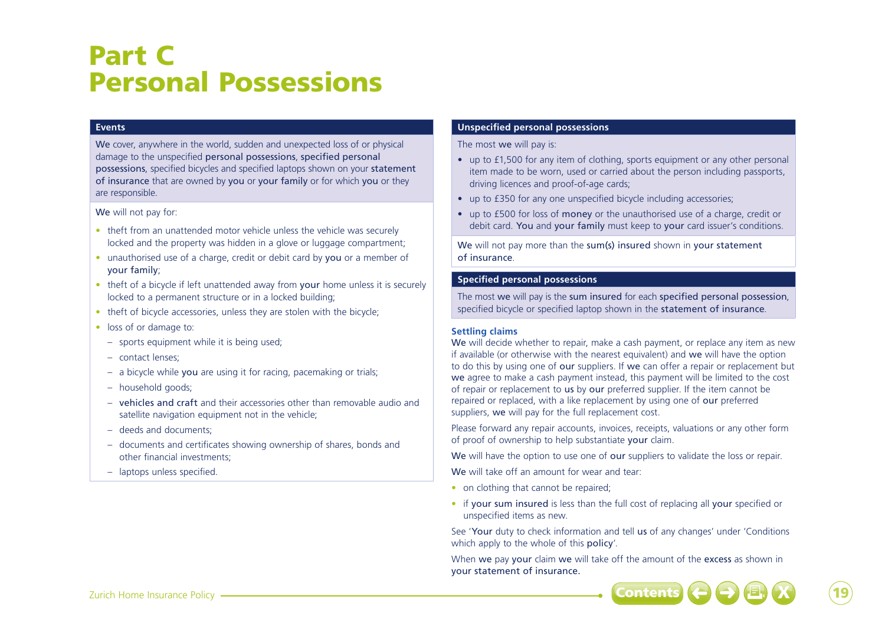# Part C
# Personal Possessions

## Events

We cover, anywhere in the world, sudden and unexpected loss of or physical damage to the unspecified personal possessions, specified personal possessions, specified bicycles and specified laptops shown on your statement of insurance that are owned by you or your family or for which you or they are responsible.

We will not pay for:

- theft from an unattended motor vehicle unless the vehicle was securely locked and the property was hidden in a glove or luggage compartment;
- unauthorised use of a charge, credit or debit card by you or a member of your family;
- theft of a bicycle if left unattended away from your home unless it is securely locked to a permanent structure or in a locked building;
- theft of bicycle accessories, unless they are stolen with the bicycle;
- loss of or damage to:
  - sports equipment while it is being used;
  - contact lenses;
  - a bicycle while you are using it for racing, pacemaking or trials;
  - household goods;
  - vehicles and craft and their accessories other than removable audio and satellite navigation equipment not in the vehicle;
  - deeds and documents;
  - documents and certificates showing ownership of shares, bonds and other financial investments;
  - laptops unless specified.

## Unspecified personal possessions

The most we will pay is:

- up to £1,500 for any item of clothing, sports equipment or any other personal item made to be worn, used or carried about the person including passports, driving licences and proof-of-age cards;
- up to £350 for any one unspecified bicycle including accessories;
- up to £500 for loss of money or the unauthorised use of a charge, credit or debit card. You and your family must keep to your card issuer's conditions.

We will not pay more than the sum(s) insured shown in your statement of insurance.

## Specified personal possessions

The most we will pay is the sum insured for each specified personal possession, specified bicycle or specified laptop shown in the statement of insurance.

### Settling claims

We will decide whether to repair, make a cash payment, or replace any item as new if available (or otherwise with the nearest equivalent) and we will have the option to do this by using one of our suppliers. If we can offer a repair or replacement but we agree to make a cash payment instead, this payment will be limited to the cost of repair or replacement to us by our preferred supplier. If the item cannot be repaired or replaced, with a like replacement by using one of our preferred suppliers, we will pay for the full replacement cost.

Please forward any repair accounts, invoices, receipts, valuations or any other form of proof of ownership to help substantiate your claim.

We will have the option to use one of our suppliers to validate the loss or repair.

We will take off an amount for wear and tear:

- on clothing that cannot be repaired;
- if your sum insured is less than the full cost of replacing all your specified or unspecified items as new.

See 'Your duty to check information and tell us of any changes' under 'Conditions which apply to the whole of this policy'.

When we pay your claim we will take off the amount of the excess as shown in your statement of insurance.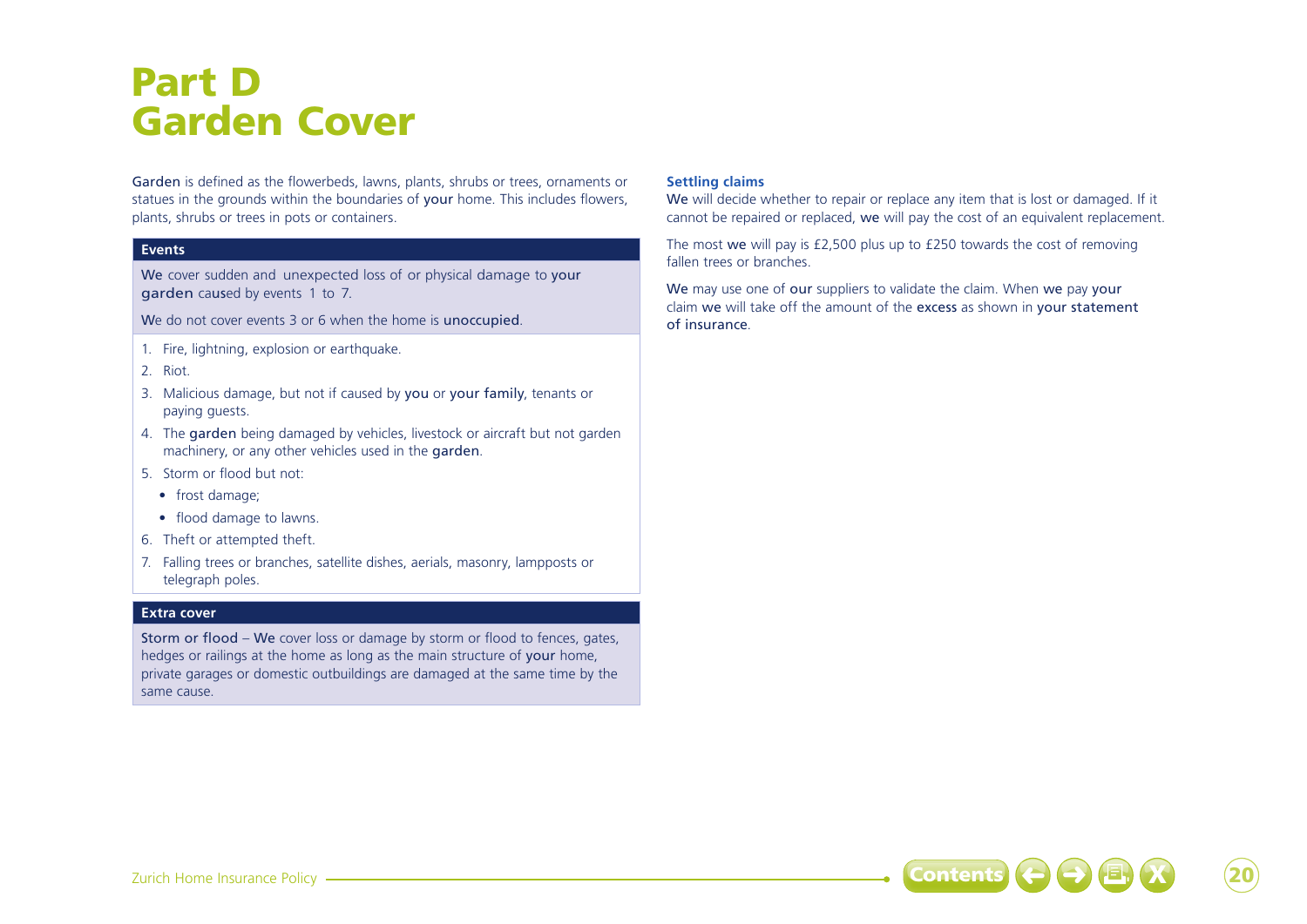# Part D
# Garden Cover

**Garden** is defined as the flowerbeds, lawns, plants, shrubs or trees, ornaments or statues in the grounds within the boundaries of **your** home. This includes flowers, plants, shrubs or trees in pots or containers.

### Events

**We** cover sudden and unexpected loss of or physical damage to **your garden** caused by events 1 to 7.

**We** do not cover events 3 or 6 when the home is **unoccupied**.

1. Fire, lightning, explosion or earthquake.
2. Riot.
3. Malicious damage, but not if caused by **you** or **your family**, tenants or paying guests.
4. The **garden** being damaged by vehicles, livestock or aircraft but not garden machinery, or any other vehicles used in the **garden**.
5. Storm or flood but not:
   - frost damage;
   - flood damage to lawns.
6. Theft or attempted theft.
7. Falling trees or branches, satellite dishes, aerials, masonry, lampposts or telegraph poles.

### Extra cover

**Storm or flood** – **We** cover loss or damage by storm or flood to fences, gates, hedges or railings at the home as long as the main structure of **your** home, private garages or domestic outbuildings are damaged at the same time by the same cause.

### Settling claims

**We** will decide whether to repair or replace any item that is lost or damaged. If it cannot be repaired or replaced, **we** will pay the cost of an equivalent replacement.

The most **we** will pay is £2,500 plus up to £250 towards the cost of removing fallen trees or branches.

**We** may use one of **our** suppliers to validate the claim. When **we** pay **your** claim **we** will take off the amount of the **excess** as shown in **your statement of insurance**.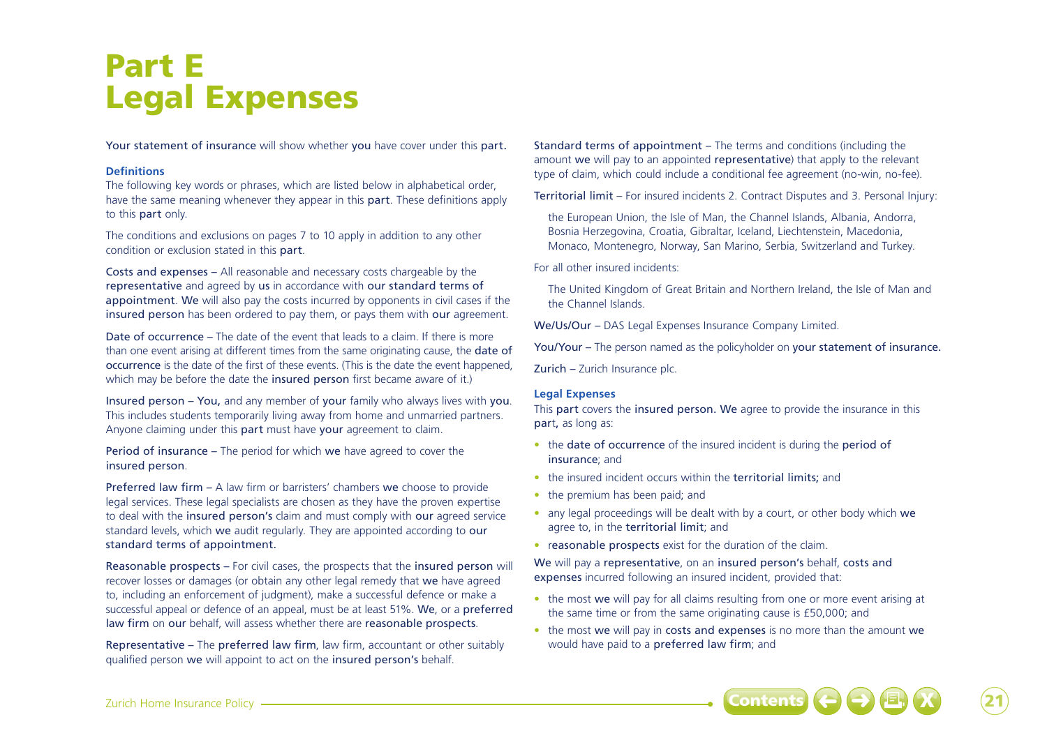# Part E
# Legal Expenses

Your statement of insurance will show whether you have cover under this part.

### Definitions

The following key words or phrases, which are listed below in alphabetical order, have the same meaning whenever they appear in this part. These definitions apply to this part only.

The conditions and exclusions on pages 7 to 10 apply in addition to any other condition or exclusion stated in this part.

Costs and expenses – All reasonable and necessary costs chargeable by the representative and agreed by us in accordance with our standard terms of appointment. We will also pay the costs incurred by opponents in civil cases if the insured person has been ordered to pay them, or pays them with our agreement.

Date of occurrence – The date of the event that leads to a claim. If there is more than one event arising at different times from the same originating cause, the date of occurrence is the date of the first of these events. (This is the date the event happened, which may be before the date the insured person first became aware of it.)

Insured person – You, and any member of your family who always lives with you. This includes students temporarily living away from home and unmarried partners. Anyone claiming under this part must have your agreement to claim.

Period of insurance – The period for which we have agreed to cover the insured person.

Preferred law firm – A law firm or barristers' chambers we choose to provide legal services. These legal specialists are chosen as they have the proven expertise to deal with the insured person's claim and must comply with our agreed service standard levels, which we audit regularly. They are appointed according to our standard terms of appointment.

Reasonable prospects – For civil cases, the prospects that the insured person will recover losses or damages (or obtain any other legal remedy that we have agreed to, including an enforcement of judgment), make a successful defence or make a successful appeal or defence of an appeal, must be at least 51%. We, or a preferred law firm on our behalf, will assess whether there are reasonable prospects.

Representative – The preferred law firm, law firm, accountant or other suitably qualified person we will appoint to act on the insured person's behalf.

Standard terms of appointment – The terms and conditions (including the amount we will pay to an appointed representative) that apply to the relevant type of claim, which could include a conditional fee agreement (no-win, no-fee).

Territorial limit – For insured incidents 2. Contract Disputes and 3. Personal Injury:

the European Union, the Isle of Man, the Channel Islands, Albania, Andorra, Bosnia Herzegovina, Croatia, Gibraltar, Iceland, Liechtenstein, Macedonia, Monaco, Montenegro, Norway, San Marino, Serbia, Switzerland and Turkey.

For all other insured incidents:

The United Kingdom of Great Britain and Northern Ireland, the Isle of Man and the Channel Islands.

We/Us/Our – DAS Legal Expenses Insurance Company Limited.

You/Your – The person named as the policyholder on your statement of insurance.

Zurich – Zurich Insurance plc.

### Legal Expenses

This part covers the insured person. We agree to provide the insurance in this part, as long as:

- the date of occurrence of the insured incident is during the period of insurance; and
- the insured incident occurs within the territorial limits; and
- the premium has been paid; and
- any legal proceedings will be dealt with by a court, or other body which we agree to, in the territorial limit; and
- reasonable prospects exist for the duration of the claim.

We will pay a representative, on an insured person's behalf, costs and expenses incurred following an insured incident, provided that:

- the most we will pay for all claims resulting from one or more event arising at the same time or from the same originating cause is £50,000; and
- the most we will pay in costs and expenses is no more than the amount we would have paid to a preferred law firm; and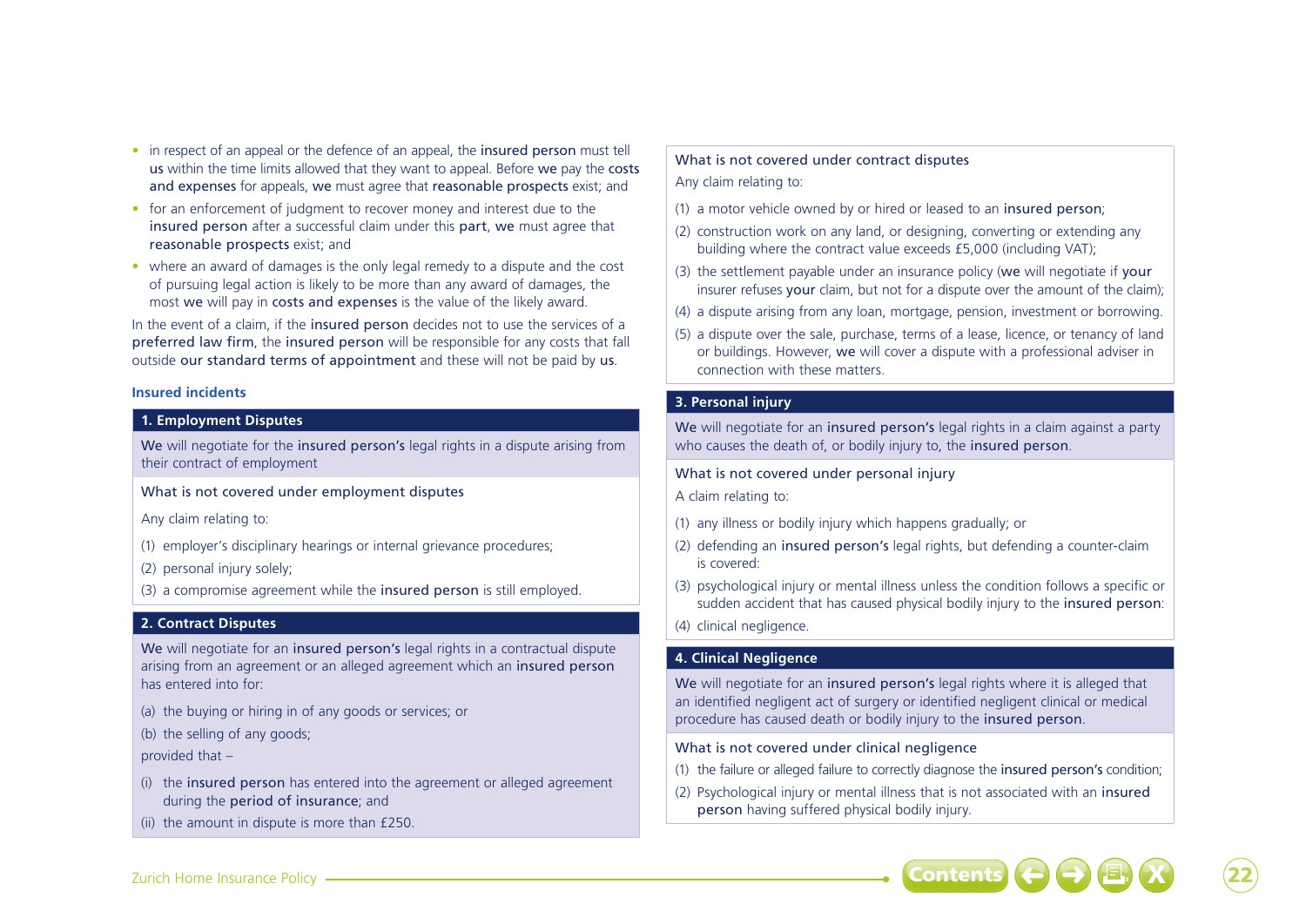- in respect of an appeal or the defence of an appeal, the **insured person** must tell **us** within the time limits allowed that they want to appeal. Before **we** pay the **costs and expenses** for appeals, **we** must agree that **reasonable prospects** exist; and
- for an enforcement of judgment to recover money and interest due to the **insured person** after a successful claim under this **part**, **we** must agree that **reasonable prospects** exist; and
- where an award of damages is the only legal remedy to a dispute and the cost of pursuing legal action is likely to be more than any award of damages, the most **we** will pay in **costs and expenses** is the value of the likely award.

In the event of a claim, if the **insured person** decides not to use the services of a **preferred law firm**, the **insured person** will be responsible for any costs that fall outside **our standard terms of appointment** and these will not be paid by **us**.

### Insured incidents

#### 1. Employment Disputes

**We** will negotiate for the **insured person's** legal rights in a dispute arising from their contract of employment

**What is not covered under employment disputes**

Any claim relating to:

(1) employer's disciplinary hearings or internal grievance procedures;

(2) personal injury solely;

(3) a compromise agreement while the **insured person** is still employed.

#### 2. Contract Disputes

**We** will negotiate for an **insured person's** legal rights in a contractual dispute arising from an agreement or an alleged agreement which an **insured person** has entered into for:

(a) the buying or hiring in of any goods or services; or

(b) the selling of any goods;

provided that –

(i) the **insured person** has entered into the agreement or alleged agreement during the **period of insurance**; and

(ii) the amount in dispute is more than £250.

**What is not covered under contract disputes**

Any claim relating to:

(1) a motor vehicle owned by or hired or leased to an **insured person**;

(2) construction work on any land, or designing, converting or extending any building where the contract value exceeds £5,000 (including VAT);

(3) the settlement payable under an insurance policy (**we** will negotiate if **your** insurer refuses **your** claim, but not for a dispute over the amount of the claim);

(4) a dispute arising from any loan, mortgage, pension, investment or borrowing.

(5) a dispute over the sale, purchase, terms of a lease, licence, or tenancy of land or buildings. However, **we** will cover a dispute with a professional adviser in connection with these matters.

#### 3. Personal injury

**We** will negotiate for an **insured person's** legal rights in a claim against a party who causes the death of, or bodily injury to, the **insured person**.

**What is not covered under personal injury**

A claim relating to:

(1) any illness or bodily injury which happens gradually; or

(2) defending an **insured person's** legal rights, but defending a counter-claim is covered:

(3) psychological injury or mental illness unless the condition follows a specific or sudden accident that has caused physical bodily injury to the **insured person**:

(4) clinical negligence.

#### 4. Clinical Negligence

**We** will negotiate for an **insured person's** legal rights where it is alleged that an identified negligent act of surgery or identified negligent clinical or medical procedure has caused death or bodily injury to the **insured person**.

**What is not covered under clinical negligence**

(1) the failure or alleged failure to correctly diagnose the **insured person's** condition;

(2) Psychological injury or mental illness that is not associated with an **insured person** having suffered physical bodily injury.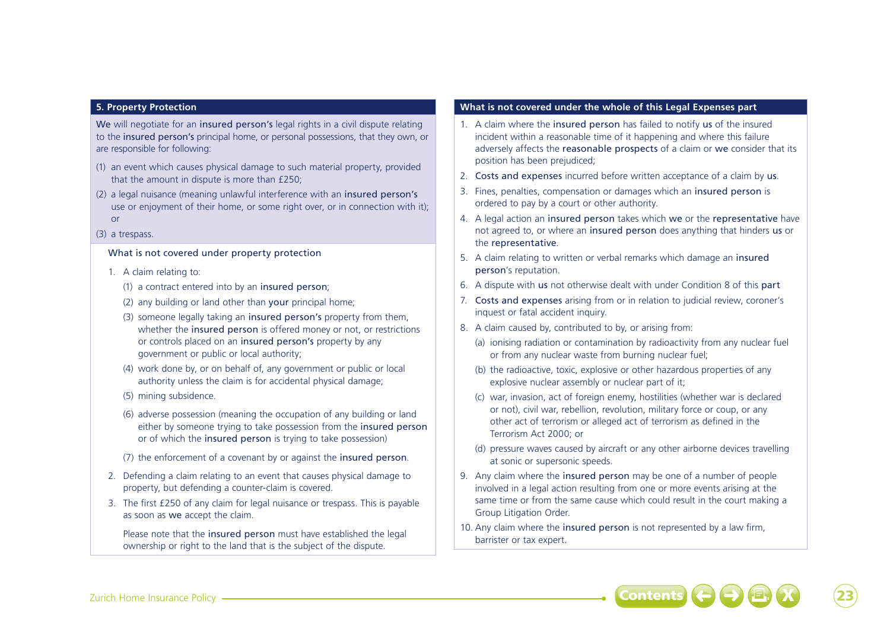## 5. Property Protection

**We** will negotiate for an **insured person's** legal rights in a civil dispute relating to the **insured person's** principal home, or personal possessions, that they own, or are responsible for following:

(1) an event which causes physical damage to such material property, provided that the amount in dispute is more than £250;

(2) a legal nuisance (meaning unlawful interference with an **insured person's** use or enjoyment of their home, or some right over, or in connection with it); or

(3) a trespass.

### What is not covered under property protection

1. A claim relating to:
   - (1) a contract entered into by an **insured person**;
   - (2) any building or land other than **your** principal home;
   - (3) someone legally taking an **insured person's** property from them, whether the **insured person** is offered money or not, or restrictions or controls placed on an **insured person's** property by any government or public or local authority;
   - (4) work done by, or on behalf of, any government or public or local authority unless the claim is for accidental physical damage;
   - (5) mining subsidence.
   - (6) adverse possession (meaning the occupation of any building or land either by someone trying to take possession from the **insured person** or of which the **insured person** is trying to take possession)
   - (7) the enforcement of a covenant by or against the **insured person**.
2. Defending a claim relating to an event that causes physical damage to property, but defending a counter-claim is covered.
3. The first £250 of any claim for legal nuisance or trespass. This is payable as soon as **we** accept the claim.

   Please note that the **insured person** must have established the legal ownership or right to the land that is the subject of the dispute.

## What is not covered under the whole of this Legal Expenses part

1. A claim where the **insured person** has failed to notify **us** of the insured incident within a reasonable time of it happening and where this failure adversely affects the **reasonable prospects** of a claim or **we** consider that its position has been prejudiced;
2. **Costs and expenses** incurred before written acceptance of a claim by **us**.
3. Fines, penalties, compensation or damages which an **insured person** is ordered to pay by a court or other authority.
4. A legal action an **insured person** takes which **we** or the **representative** have not agreed to, or where an **insured person** does anything that hinders **us** or the **representative**.
5. A claim relating to written or verbal remarks which damage an **insured person**'s reputation.
6. A dispute with **us** not otherwise dealt with under Condition 8 of this **part**
7. **Costs and expenses** arising from or in relation to judicial review, coroner's inquest or fatal accident inquiry.
8. A claim caused by, contributed to by, or arising from:
   - (a) ionising radiation or contamination by radioactivity from any nuclear fuel or from any nuclear waste from burning nuclear fuel;
   - (b) the radioactive, toxic, explosive or other hazardous properties of any explosive nuclear assembly or nuclear part of it;
   - (c) war, invasion, act of foreign enemy, hostilities (whether war is declared or not), civil war, rebellion, revolution, military force or coup, or any other act of terrorism or alleged act of terrorism as defined in the Terrorism Act 2000; or
   - (d) pressure waves caused by aircraft or any other airborne devices travelling at sonic or supersonic speeds.
9. Any claim where the **insured person** may be one of a number of people involved in a legal action resulting from one or more events arising at the same time or from the same cause which could result in the court making a Group Litigation Order.
10. Any claim where the **insured person** is not represented by a law firm, barrister or tax expert.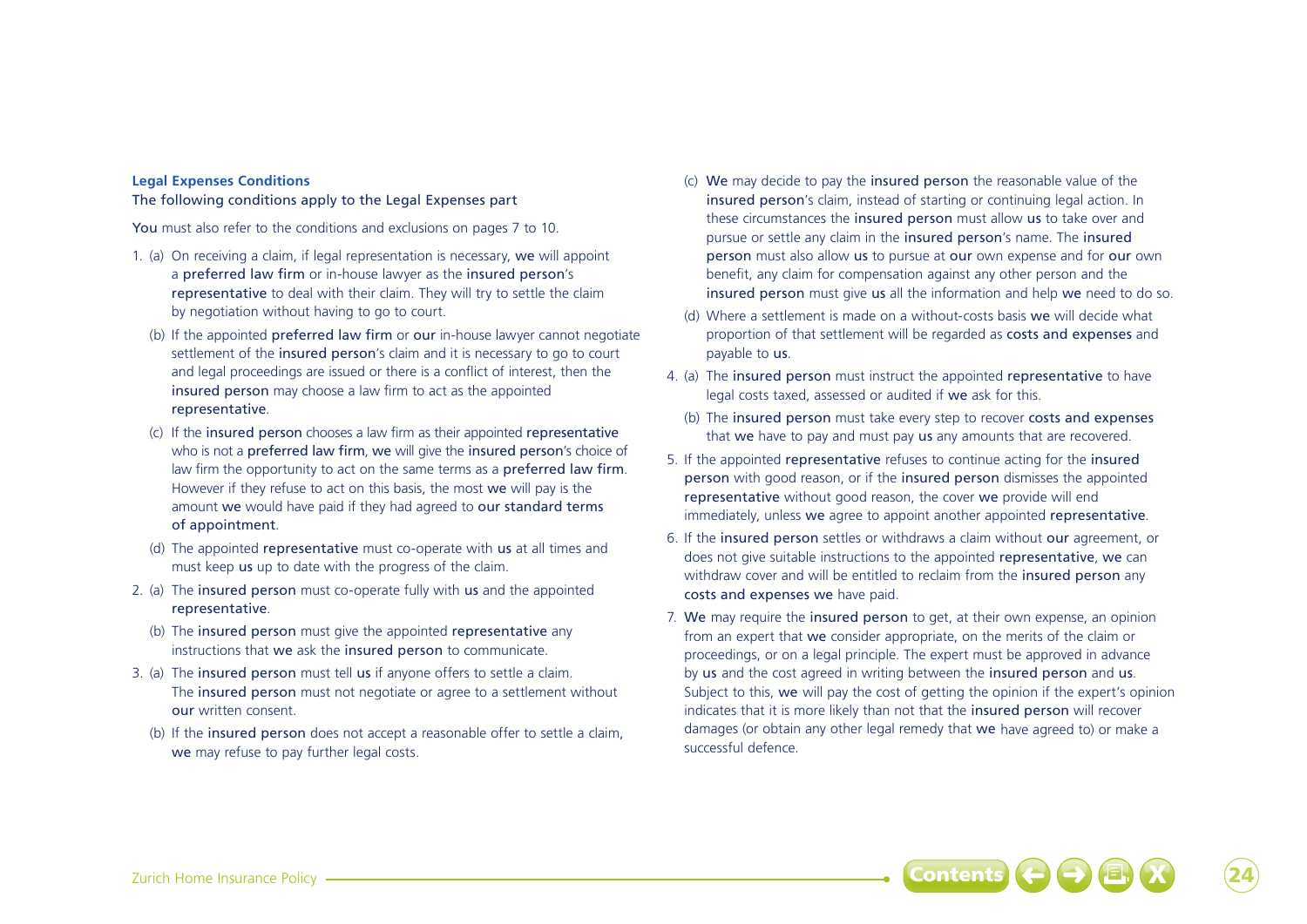### Legal Expenses Conditions

The following conditions apply to the Legal Expenses part

You must also refer to the conditions and exclusions on pages 7 to 10.

1. (a) On receiving a claim, if legal representation is necessary, we will appoint a preferred law firm or in-house lawyer as the insured person's representative to deal with their claim. They will try to settle the claim by negotiation without having to go to court.

   (b) If the appointed preferred law firm or our in-house lawyer cannot negotiate settlement of the insured person's claim and it is necessary to go to court and legal proceedings are issued or there is a conflict of interest, then the insured person may choose a law firm to act as the appointed representative.

   (c) If the insured person chooses a law firm as their appointed representative who is not a preferred law firm, we will give the insured person's choice of law firm the opportunity to act on the same terms as a preferred law firm. However if they refuse to act on this basis, the most we will pay is the amount we would have paid if they had agreed to our standard terms of appointment.

   (d) The appointed representative must co-operate with us at all times and must keep us up to date with the progress of the claim.

2. (a) The insured person must co-operate fully with us and the appointed representative.

   (b) The insured person must give the appointed representative any instructions that we ask the insured person to communicate.

3. (a) The insured person must tell us if anyone offers to settle a claim. The insured person must not negotiate or agree to a settlement without our written consent.

   (b) If the insured person does not accept a reasonable offer to settle a claim, we may refuse to pay further legal costs.

   (c) We may decide to pay the insured person the reasonable value of the insured person's claim, instead of starting or continuing legal action. In these circumstances the insured person must allow us to take over and pursue or settle any claim in the insured person's name. The insured person must also allow us to pursue at our own expense and for our own benefit, any claim for compensation against any other person and the insured person must give us all the information and help we need to do so.

   (d) Where a settlement is made on a without-costs basis we will decide what proportion of that settlement will be regarded as costs and expenses and payable to us.

4. (a) The insured person must instruct the appointed representative to have legal costs taxed, assessed or audited if we ask for this.

   (b) The insured person must take every step to recover costs and expenses that we have to pay and must pay us any amounts that are recovered.

5. If the appointed representative refuses to continue acting for the insured person with good reason, or if the insured person dismisses the appointed representative without good reason, the cover we provide will end immediately, unless we agree to appoint another appointed representative.

6. If the insured person settles or withdraws a claim without our agreement, or does not give suitable instructions to the appointed representative, we can withdraw cover and will be entitled to reclaim from the insured person any costs and expenses we have paid.

7. We may require the insured person to get, at their own expense, an opinion from an expert that we consider appropriate, on the merits of the claim or proceedings, or on a legal principle. The expert must be approved in advance by us and the cost agreed in writing between the insured person and us. Subject to this, we will pay the cost of getting the opinion if the expert's opinion indicates that it is more likely than not that the insured person will recover damages (or obtain any other legal remedy that we have agreed to) or make a successful defence.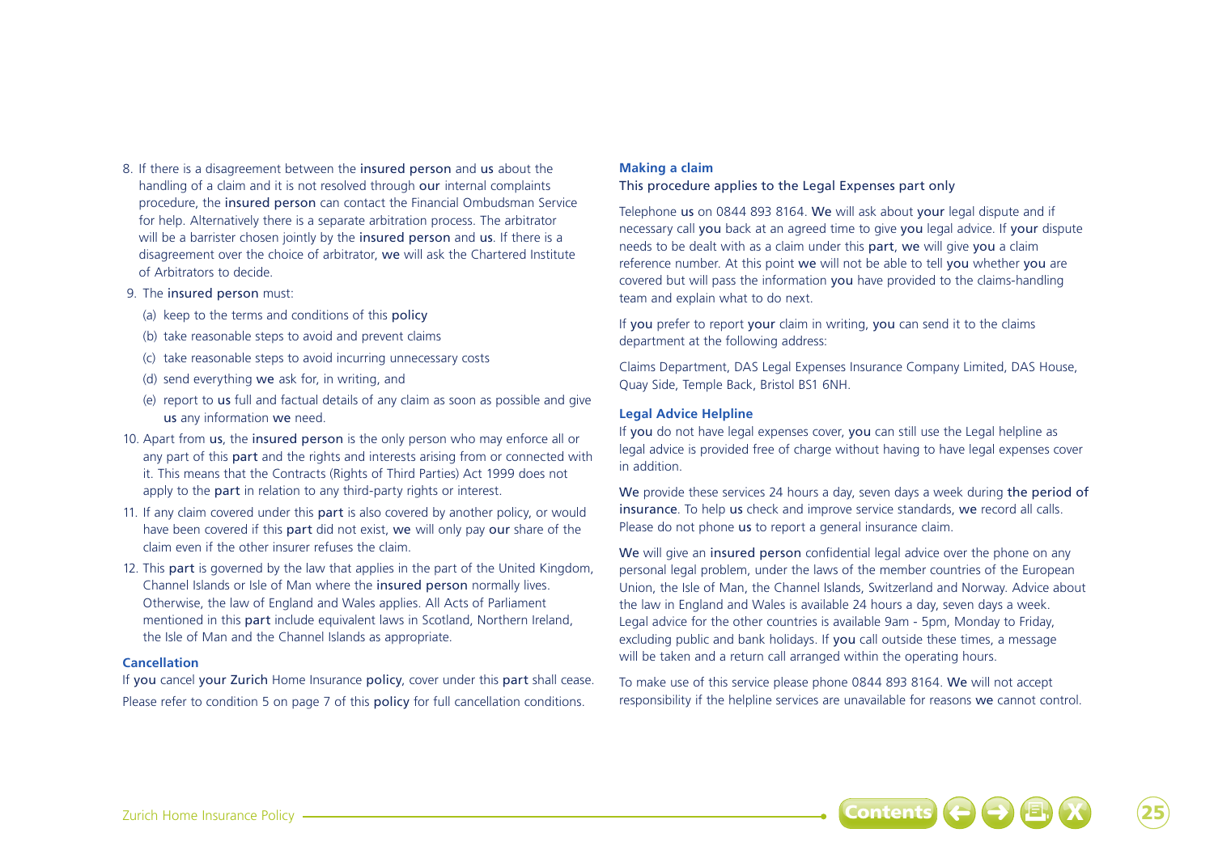8. If there is a disagreement between the insured person and us about the handling of a claim and it is not resolved through our internal complaints procedure, the insured person can contact the Financial Ombudsman Service for help. Alternatively there is a separate arbitration process. The arbitrator will be a barrister chosen jointly by the insured person and us. If there is a disagreement over the choice of arbitrator, we will ask the Chartered Institute of Arbitrators to decide.
9. The insured person must:
   (a) keep to the terms and conditions of this policy
   (b) take reasonable steps to avoid and prevent claims
   (c) take reasonable steps to avoid incurring unnecessary costs
   (d) send everything we ask for, in writing, and
   (e) report to us full and factual details of any claim as soon as possible and give us any information we need.
10. Apart from us, the insured person is the only person who may enforce all or any part of this part and the rights and interests arising from or connected with it. This means that the Contracts (Rights of Third Parties) Act 1999 does not apply to the part in relation to any third-party rights or interest.
11. If any claim covered under this part is also covered by another policy, or would have been covered if this part did not exist, we will only pay our share of the claim even if the other insurer refuses the claim.
12. This part is governed by the law that applies in the part of the United Kingdom, Channel Islands or Isle of Man where the insured person normally lives. Otherwise, the law of England and Wales applies. All Acts of Parliament mentioned in this part include equivalent laws in Scotland, Northern Ireland, the Isle of Man and the Channel Islands as appropriate.

### Cancellation

If you cancel your Zurich Home Insurance policy, cover under this part shall cease.

Please refer to condition 5 on page 7 of this policy for full cancellation conditions.

### Making a claim

This procedure applies to the Legal Expenses part only

Telephone us on 0844 893 8164. We will ask about your legal dispute and if necessary call you back at an agreed time to give you legal advice. If your dispute needs to be dealt with as a claim under this part, we will give you a claim reference number. At this point we will not be able to tell you whether you are covered but will pass the information you have provided to the claims-handling team and explain what to do next.

If you prefer to report your claim in writing, you can send it to the claims department at the following address:

Claims Department, DAS Legal Expenses Insurance Company Limited, DAS House, Quay Side, Temple Back, Bristol BS1 6NH.

### Legal Advice Helpline

If you do not have legal expenses cover, you can still use the Legal helpline as legal advice is provided free of charge without having to have legal expenses cover in addition.

We provide these services 24 hours a day, seven days a week during the period of insurance. To help us check and improve service standards, we record all calls. Please do not phone us to report a general insurance claim.

We will give an insured person confidential legal advice over the phone on any personal legal problem, under the laws of the member countries of the European Union, the Isle of Man, the Channel Islands, Switzerland and Norway. Advice about the law in England and Wales is available 24 hours a day, seven days a week. Legal advice for the other countries is available 9am - 5pm, Monday to Friday, excluding public and bank holidays. If you call outside these times, a message will be taken and a return call arranged within the operating hours.

To make use of this service please phone 0844 893 8164. We will not accept responsibility if the helpline services are unavailable for reasons we cannot control.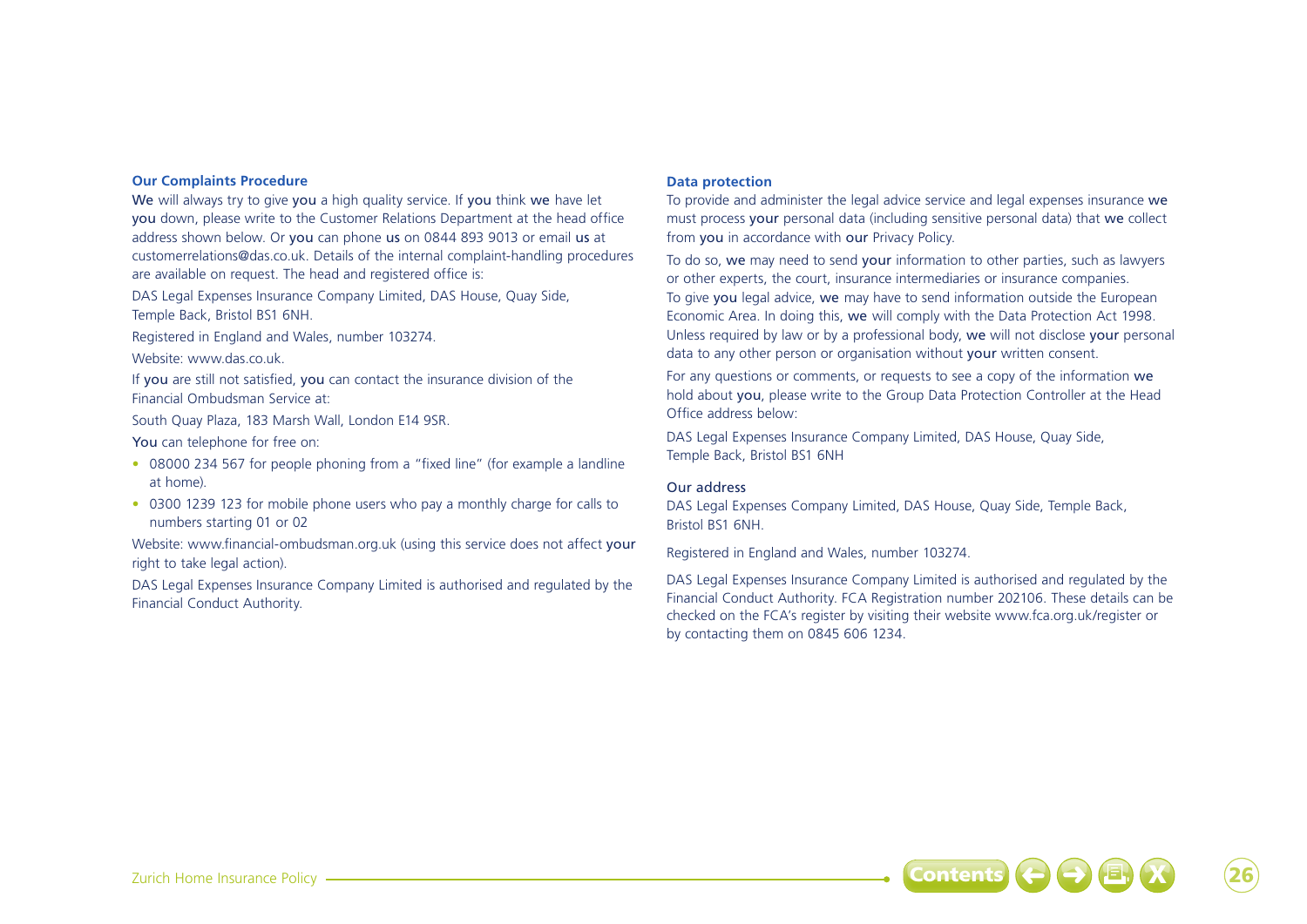## Our Complaints Procedure

We will always try to give you a high quality service. If you think we have let you down, please write to the Customer Relations Department at the head office address shown below. Or you can phone us on 0844 893 9013 or email us at customerrelations@das.co.uk. Details of the internal complaint-handling procedures are available on request. The head and registered office is:

DAS Legal Expenses Insurance Company Limited, DAS House, Quay Side, Temple Back, Bristol BS1 6NH.

Registered in England and Wales, number 103274.

Website: www.das.co.uk.

If you are still not satisfied, you can contact the insurance division of the Financial Ombudsman Service at:

South Quay Plaza, 183 Marsh Wall, London E14 9SR.

You can telephone for free on:

- 08000 234 567 for people phoning from a "fixed line" (for example a landline at home).
- 0300 1239 123 for mobile phone users who pay a monthly charge for calls to numbers starting 01 or 02

Website: www.financial-ombudsman.org.uk (using this service does not affect your right to take legal action).

DAS Legal Expenses Insurance Company Limited is authorised and regulated by the Financial Conduct Authority.

## Data protection

To provide and administer the legal advice service and legal expenses insurance we must process your personal data (including sensitive personal data) that we collect from you in accordance with our Privacy Policy.

To do so, we may need to send your information to other parties, such as lawyers or other experts, the court, insurance intermediaries or insurance companies. To give you legal advice, we may have to send information outside the European Economic Area. In doing this, we will comply with the Data Protection Act 1998. Unless required by law or by a professional body, we will not disclose your personal data to any other person or organisation without your written consent.

For any questions or comments, or requests to see a copy of the information we hold about you, please write to the Group Data Protection Controller at the Head Office address below:

DAS Legal Expenses Insurance Company Limited, DAS House, Quay Side, Temple Back, Bristol BS1 6NH

### Our address

DAS Legal Expenses Company Limited, DAS House, Quay Side, Temple Back, Bristol BS1 6NH.

Registered in England and Wales, number 103274.

DAS Legal Expenses Insurance Company Limited is authorised and regulated by the Financial Conduct Authority. FCA Registration number 202106. These details can be checked on the FCA's register by visiting their website www.fca.org.uk/register or by contacting them on 0845 606 1234.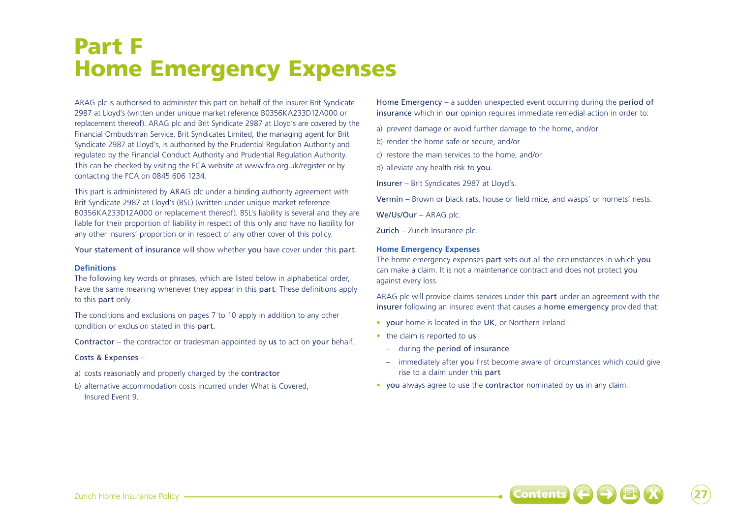# Part F
# Home Emergency Expenses

ARAG plc is authorised to administer this part on behalf of the insurer Brit Syndicate 2987 at Lloyd's (written under unique market reference B0356KA233D12A000 or replacement thereof). ARAG plc and Brit Syndicate 2987 at Lloyd's are covered by the Financial Ombudsman Service. Brit Syndicates Limited, the managing agent for Brit Syndicate 2987 at Lloyd's, is authorised by the Prudential Regulation Authority and regulated by the Financial Conduct Authority and Prudential Regulation Authority. This can be checked by visiting the FCA website at www.fca.org.uk/register or by contacting the FCA on 0845 606 1234.

This part is administered by ARAG plc under a binding authority agreement with Brit Syndicate 2987 at Lloyd's (BSL) (written under unique market reference B0356KA233D12A000 or replacement thereof). BSL's liability is several and they are liable for their proportion of liability in respect of this only and have no liability for any other insurers' proportion or in respect of any other cover of this policy.

Your statement of insurance will show whether you have cover under this part.

### Definitions

The following key words or phrases, which are listed below in alphabetical order, have the same meaning whenever they appear in this part. These definitions apply to this part only.

The conditions and exclusions on pages 7 to 10 apply in addition to any other condition or exclusion stated in this part.

Contractor – the contractor or tradesman appointed by us to act on your behalf.

Costs & Expenses –

a) costs reasonably and properly charged by the contractor

b) alternative accommodation costs incurred under What is Covered, Insured Event 9.

Home Emergency – a sudden unexpected event occurring during the period of insurance which in our opinion requires immediate remedial action in order to:

a) prevent damage or avoid further damage to the home, and/or

b) render the home safe or secure, and/or

c) restore the main services to the home, and/or

d) alleviate any health risk to you.

Insurer – Brit Syndicates 2987 at Lloyd's.

Vermin – Brown or black rats, house or field mice, and wasps' or hornets' nests.

We/Us/Our – ARAG plc.

Zurich – Zurich Insurance plc.

### Home Emergency Expenses

The home emergency expenses part sets out all the circumstances in which you can make a claim. It is not a maintenance contract and does not protect you against every loss.

ARAG plc will provide claims services under this part under an agreement with the insurer following an insured event that causes a home emergency provided that:

- your home is located in the UK, or Northern Ireland
- the claim is reported to us
  - during the period of insurance
  - immediately after you first become aware of circumstances which could give rise to a claim under this part
- you always agree to use the contractor nominated by us in any claim.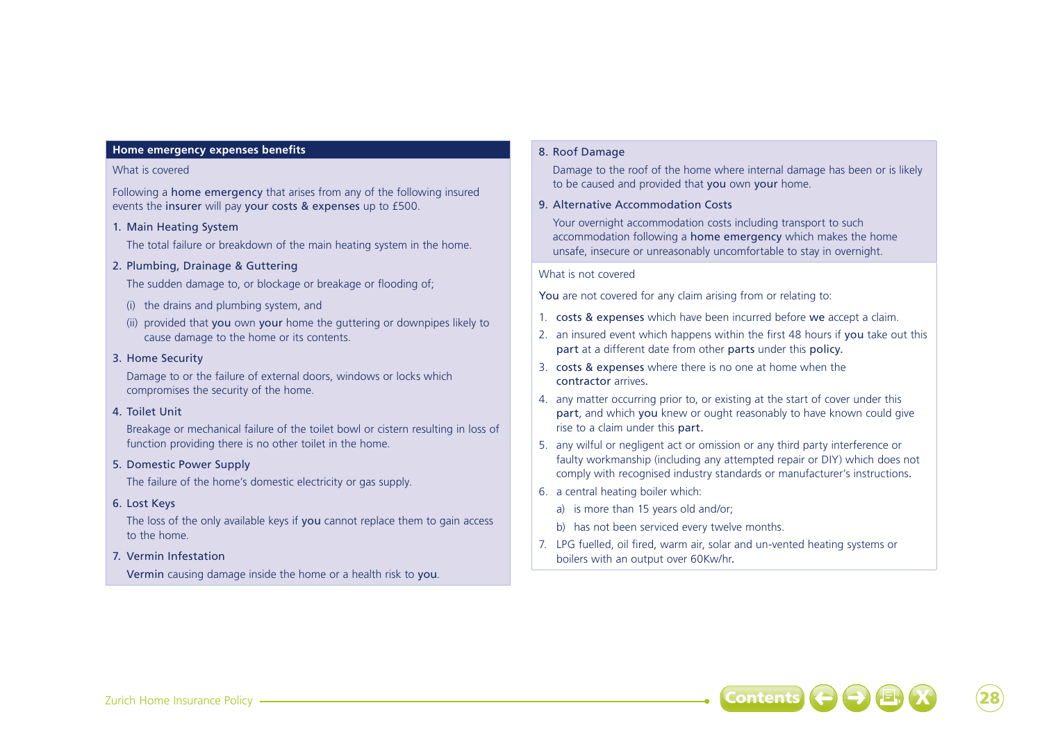## Home emergency expenses benefits

What is covered

Following a **home emergency** that arises from any of the following insured events the **insurer** will pay **your costs & expenses** up to £500.

1. Main Heating System

   The total failure or breakdown of the main heating system in the home.

2. Plumbing, Drainage & Guttering

   The sudden damage to, or blockage or breakage or flooding of;

   (i) the drains and plumbing system, and

   (ii) provided that **you** own **your** home the guttering or downpipes likely to cause damage to the home or its contents.

3. Home Security

   Damage to or the failure of external doors, windows or locks which compromises the security of the home.

4. Toilet Unit

   Breakage or mechanical failure of the toilet bowl or cistern resulting in loss of function providing there is no other toilet in the home.

5. Domestic Power Supply

   The failure of the home's domestic electricity or gas supply.

6. Lost Keys

   The loss of the only available keys if **you** cannot replace them to gain access to the home.

7. Vermin Infestation

   **Vermin** causing damage inside the home or a health risk to **you**.

8. Roof Damage

   Damage to the roof of the home where internal damage has been or is likely to be caused and provided that **you** own **your** home.

9. Alternative Accommodation Costs

   Your overnight accommodation costs including transport to such accommodation following a **home emergency** which makes the home unsafe, insecure or unreasonably uncomfortable to stay in overnight.

What is not covered

**You** are not covered for any claim arising from or relating to:

1. **costs & expenses** which have been incurred before **we** accept a claim.
2. an insured event which happens within the first 48 hours if **you** take out this **part** at a different date from other **parts** under this **policy.**
3. **costs & expenses** where there is no one at home when the **contractor** arrives.
4. any matter occurring prior to, or existing at the start of cover under this **part**, and which **you** knew or ought reasonably to have known could give rise to a claim under this **part.**
5. any wilful or negligent act or omission or any third party interference or faulty workmanship (including any attempted repair or DIY) which does not comply with recognised industry standards or manufacturer's instructions.
6. a central heating boiler which:

   a) is more than 15 years old and/or;

   b) has not been serviced every twelve months.

7. LPG fuelled, oil fired, warm air, solar and un-vented heating systems or boilers with an output over 60Kw/hr.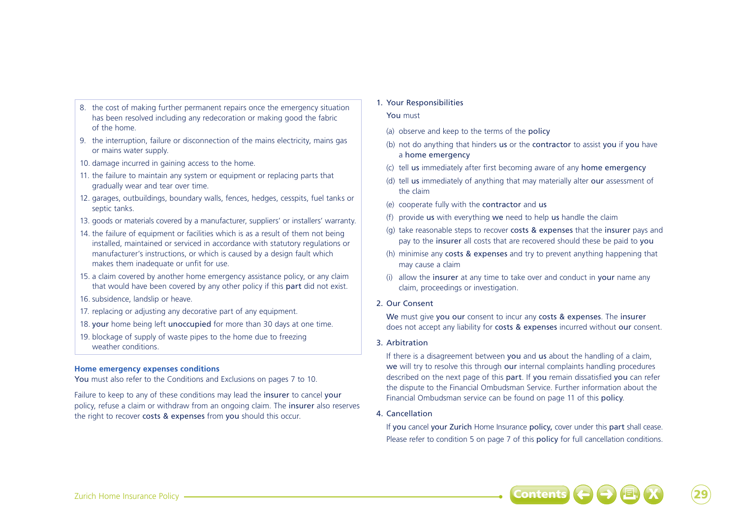8. the cost of making further permanent repairs once the emergency situation has been resolved including any redecoration or making good the fabric of the home.
9. the interruption, failure or disconnection of the mains electricity, mains gas or mains water supply.
10. damage incurred in gaining access to the home.
11. the failure to maintain any system or equipment or replacing parts that gradually wear and tear over time.
12. garages, outbuildings, boundary walls, fences, hedges, cesspits, fuel tanks or septic tanks.
13. goods or materials covered by a manufacturer, suppliers' or installers' warranty.
14. the failure of equipment or facilities which is as a result of them not being installed, maintained or serviced in accordance with statutory regulations or manufacturer's instructions, or which is caused by a design fault which makes them inadequate or unfit for use.
15. a claim covered by another home emergency assistance policy, or any claim that would have been covered by any other policy if this part did not exist.
16. subsidence, landslip or heave.
17. replacing or adjusting any decorative part of any equipment.
18. your home being left unoccupied for more than 30 days at one time.
19. blockage of supply of waste pipes to the home due to freezing weather conditions.

### Home emergency expenses conditions

You must also refer to the Conditions and Exclusions on pages 7 to 10.

Failure to keep to any of these conditions may lead the insurer to cancel your policy, refuse a claim or withdraw from an ongoing claim. The insurer also reserves the right to recover costs & expenses from you should this occur.

1. Your Responsibilities

   You must

   (a) observe and keep to the terms of the policy
   (b) not do anything that hinders us or the contractor to assist you if you have a home emergency
   (c) tell us immediately after first becoming aware of any home emergency
   (d) tell us immediately of anything that may materially alter our assessment of the claim
   (e) cooperate fully with the contractor and us
   (f) provide us with everything we need to help us handle the claim
   (g) take reasonable steps to recover costs & expenses that the insurer pays and pay to the insurer all costs that are recovered should these be paid to you
   (h) minimise any costs & expenses and try to prevent anything happening that may cause a claim
   (i) allow the insurer at any time to take over and conduct in your name any claim, proceedings or investigation.

2. Our Consent

   We must give you our consent to incur any costs & expenses. The insurer does not accept any liability for costs & expenses incurred without our consent.

3. Arbitration

   If there is a disagreement between you and us about the handling of a claim, we will try to resolve this through our internal complaints handling procedures described on the next page of this part. If you remain dissatisfied you can refer the dispute to the Financial Ombudsman Service. Further information about the Financial Ombudsman service can be found on page 11 of this policy.

4. Cancellation

   If you cancel your Zurich Home Insurance policy, cover under this part shall cease. Please refer to condition 5 on page 7 of this policy for full cancellation conditions.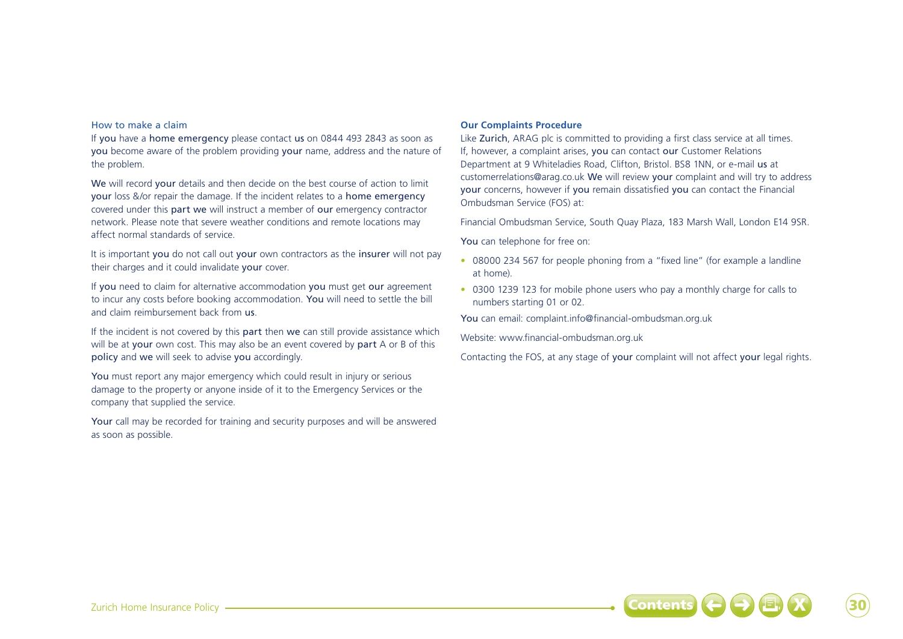## How to make a claim

If you have a home emergency please contact us on 0844 493 2843 as soon as you become aware of the problem providing your name, address and the nature of the problem.

We will record your details and then decide on the best course of action to limit your loss &/or repair the damage. If the incident relates to a home emergency covered under this part we will instruct a member of our emergency contractor network. Please note that severe weather conditions and remote locations may affect normal standards of service.

It is important you do not call out your own contractors as the insurer will not pay their charges and it could invalidate your cover.

If you need to claim for alternative accommodation you must get our agreement to incur any costs before booking accommodation. You will need to settle the bill and claim reimbursement back from us.

If the incident is not covered by this part then we can still provide assistance which will be at your own cost. This may also be an event covered by part A or B of this policy and we will seek to advise you accordingly.

You must report any major emergency which could result in injury or serious damage to the property or anyone inside of it to the Emergency Services or the company that supplied the service.

Your call may be recorded for training and security purposes and will be answered as soon as possible.

## Our Complaints Procedure

Like Zurich, ARAG plc is committed to providing a first class service at all times. If, however, a complaint arises, you can contact our Customer Relations Department at 9 Whiteladies Road, Clifton, Bristol. BS8 1NN, or e-mail us at customerrelations@arag.co.uk We will review your complaint and will try to address your concerns, however if you remain dissatisfied you can contact the Financial Ombudsman Service (FOS) at:

Financial Ombudsman Service, South Quay Plaza, 183 Marsh Wall, London E14 9SR.

You can telephone for free on:

- 08000 234 567 for people phoning from a "fixed line" (for example a landline at home).
- 0300 1239 123 for mobile phone users who pay a monthly charge for calls to numbers starting 01 or 02.

You can email: complaint.info@financial-ombudsman.org.uk

Website: www.financial-ombudsman.org.uk

Contacting the FOS, at any stage of your complaint will not affect your legal rights.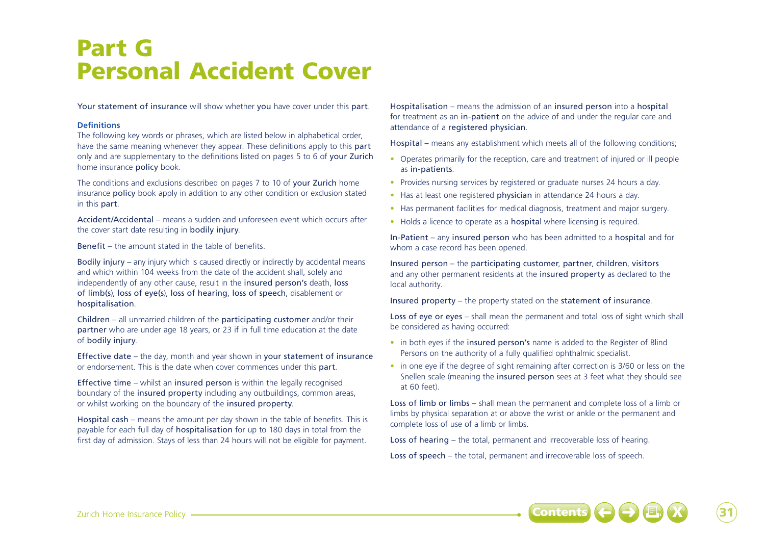# Part G
# Personal Accident Cover

Your statement of insurance will show whether you have cover under this part.

### Definitions

The following key words or phrases, which are listed below in alphabetical order, have the same meaning whenever they appear. These definitions apply to this part only and are supplementary to the definitions listed on pages 5 to 6 of your Zurich home insurance policy book.

The conditions and exclusions described on pages 7 to 10 of your Zurich home insurance policy book apply in addition to any other condition or exclusion stated in this part.

Accident/Accidental – means a sudden and unforeseen event which occurs after the cover start date resulting in bodily injury.

Benefit – the amount stated in the table of benefits.

Bodily injury – any injury which is caused directly or indirectly by accidental means and which within 104 weeks from the date of the accident shall, solely and independently of any other cause, result in the insured person's death, loss of limb(s), loss of eye(s), loss of hearing, loss of speech, disablement or hospitalisation.

Children – all unmarried children of the participating customer and/or their partner who are under age 18 years, or 23 if in full time education at the date of bodily injury.

Effective date – the day, month and year shown in your statement of insurance or endorsement. This is the date when cover commences under this part.

Effective time – whilst an insured person is within the legally recognised boundary of the insured property including any outbuildings, common areas, or whilst working on the boundary of the insured property.

Hospital cash – means the amount per day shown in the table of benefits. This is payable for each full day of hospitalisation for up to 180 days in total from the first day of admission. Stays of less than 24 hours will not be eligible for payment.

Hospitalisation – means the admission of an insured person into a hospital for treatment as an in-patient on the advice of and under the regular care and attendance of a registered physician.

Hospital – means any establishment which meets all of the following conditions;

- Operates primarily for the reception, care and treatment of injured or ill people as in-patients.
- Provides nursing services by registered or graduate nurses 24 hours a day.
- Has at least one registered physician in attendance 24 hours a day.
- Has permanent facilities for medical diagnosis, treatment and major surgery.
- Holds a licence to operate as a hospital where licensing is required.

In-Patient – any insured person who has been admitted to a hospital and for whom a case record has been opened.

Insured person – the participating customer, partner, children, visitors and any other permanent residents at the insured property as declared to the local authority.

Insured property – the property stated on the statement of insurance.

Loss of eye or eyes – shall mean the permanent and total loss of sight which shall be considered as having occurred:

- in both eyes if the insured person's name is added to the Register of Blind Persons on the authority of a fully qualified ophthalmic specialist.
- in one eye if the degree of sight remaining after correction is 3/60 or less on the Snellen scale (meaning the insured person sees at 3 feet what they should see at 60 feet).

Loss of limb or limbs – shall mean the permanent and complete loss of a limb or limbs by physical separation at or above the wrist or ankle or the permanent and complete loss of use of a limb or limbs.

Loss of hearing – the total, permanent and irrecoverable loss of hearing.

Loss of speech – the total, permanent and irrecoverable loss of speech.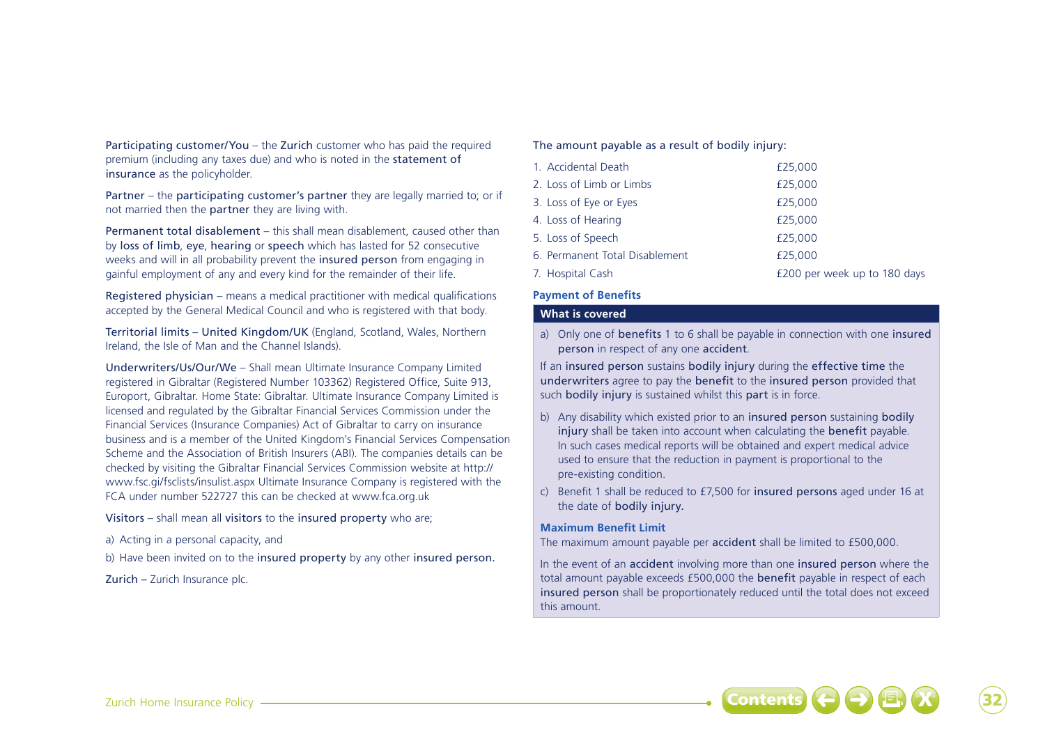Participating customer/You – the Zurich customer who has paid the required premium (including any taxes due) and who is noted in the statement of insurance as the policyholder.

Partner – the participating customer's partner they are legally married to; or if not married then the partner they are living with.

Permanent total disablement – this shall mean disablement, caused other than by loss of limb, eye, hearing or speech which has lasted for 52 consecutive weeks and will in all probability prevent the insured person from engaging in gainful employment of any and every kind for the remainder of their life.

Registered physician – means a medical practitioner with medical qualifications accepted by the General Medical Council and who is registered with that body.

Territorial limits – United Kingdom/UK (England, Scotland, Wales, Northern Ireland, the Isle of Man and the Channel Islands).

Underwriters/Us/Our/We – Shall mean Ultimate Insurance Company Limited registered in Gibraltar (Registered Number 103362) Registered Office, Suite 913, Europort, Gibraltar. Home State: Gibraltar. Ultimate Insurance Company Limited is licensed and regulated by the Gibraltar Financial Services Commission under the Financial Services (Insurance Companies) Act of Gibraltar to carry on insurance business and is a member of the United Kingdom's Financial Services Compensation Scheme and the Association of British Insurers (ABI). The companies details can be checked by visiting the Gibraltar Financial Services Commission website at http://www.fsc.gi/fsclists/insulist.aspx Ultimate Insurance Company is registered with the FCA under number 522727 this can be checked at www.fca.org.uk

Visitors – shall mean all visitors to the insured property who are;

a) Acting in a personal capacity, and

b) Have been invited on to the insured property by any other insured person.

Zurich – Zurich Insurance plc.

The amount payable as a result of bodily injury:

| | |
|---|---|
| 1. Accidental Death | £25,000 |
| 2. Loss of Limb or Limbs | £25,000 |
| 3. Loss of Eye or Eyes | £25,000 |
| 4. Loss of Hearing | £25,000 |
| 5. Loss of Speech | £25,000 |
| 6. Permanent Total Disablement | £25,000 |
| 7. Hospital Cash | £200 per week up to 180 days |

### Payment of Benefits

**What is covered**

a) Only one of benefits 1 to 6 shall be payable in connection with one insured person in respect of any one accident.

If an insured person sustains bodily injury during the effective time the underwriters agree to pay the benefit to the insured person provided that such bodily injury is sustained whilst this part is in force.

b) Any disability which existed prior to an insured person sustaining bodily injury shall be taken into account when calculating the benefit payable. In such cases medical reports will be obtained and expert medical advice used to ensure that the reduction in payment is proportional to the pre-existing condition.

c) Benefit 1 shall be reduced to £7,500 for insured persons aged under 16 at the date of bodily injury.

### Maximum Benefit Limit

The maximum amount payable per accident shall be limited to £500,000.

In the event of an accident involving more than one insured person where the total amount payable exceeds £500,000 the benefit payable in respect of each insured person shall be proportionately reduced until the total does not exceed this amount.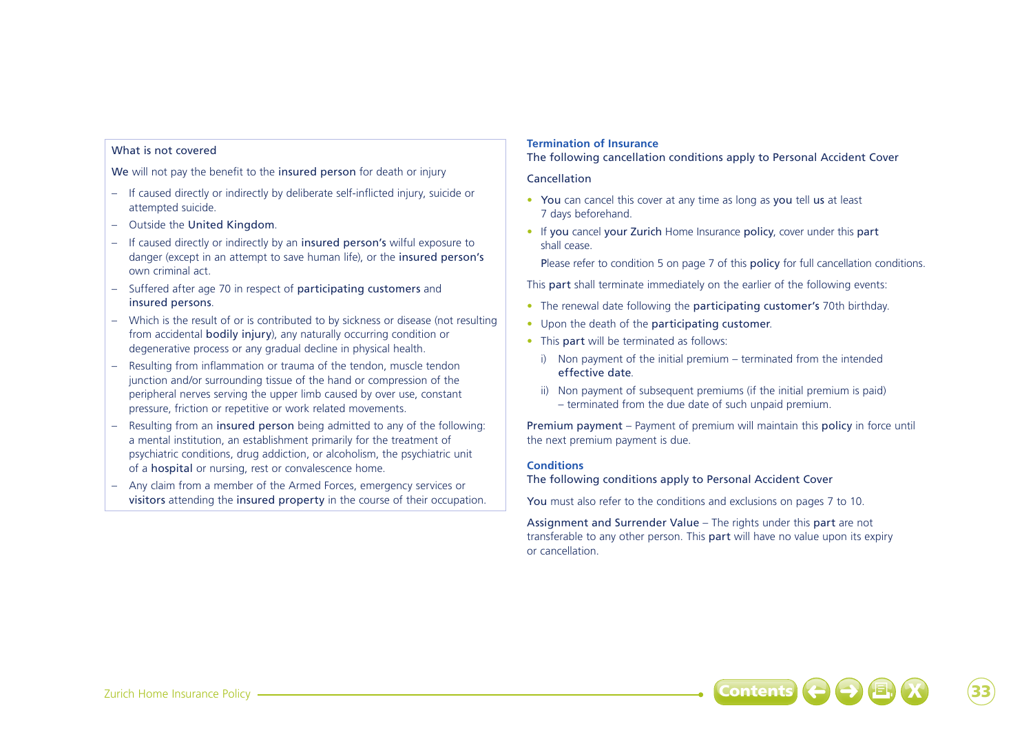### What is not covered

**We** will not pay the benefit to the **insured person** for death or injury

- If caused directly or indirectly by deliberate self-inflicted injury, suicide or attempted suicide.
- Outside the **United Kingdom**.
- If caused directly or indirectly by an **insured person's** wilful exposure to danger (except in an attempt to save human life), or the **insured person's** own criminal act.
- Suffered after age 70 in respect of **participating customers** and **insured persons**.
- Which is the result of or is contributed to by sickness or disease (not resulting from accidental **bodily injury**), any naturally occurring condition or degenerative process or any gradual decline in physical health.
- Resulting from inflammation or trauma of the tendon, muscle tendon junction and/or surrounding tissue of the hand or compression of the peripheral nerves serving the upper limb caused by over use, constant pressure, friction or repetitive or work related movements.
- Resulting from an **insured person** being admitted to any of the following: a mental institution, an establishment primarily for the treatment of psychiatric conditions, drug addiction, or alcoholism, the psychiatric unit of a **hospital** or nursing, rest or convalescence home.
- Any claim from a member of the Armed Forces, emergency services or **visitors** attending the **insured property** in the course of their occupation.

### Termination of Insurance

The following cancellation conditions apply to Personal Accident Cover

**Cancellation**

- **You** can cancel this cover at any time as long as **you** tell **us** at least 7 days beforehand.
- If **you** cancel **your Zurich** Home Insurance **policy**, cover under this **part** shall cease.

  Please refer to condition 5 on page 7 of this **policy** for full cancellation conditions.

This **part** shall terminate immediately on the earlier of the following events:

- The renewal date following the **participating customer's** 70th birthday.
- Upon the death of the **participating customer**.
- This **part** will be terminated as follows:
  - i) Non payment of the initial premium – terminated from the intended **effective date**.
  - ii) Non payment of subsequent premiums (if the initial premium is paid) – terminated from the due date of such unpaid premium.

**Premium payment** – Payment of premium will maintain this **policy** in force until the next premium payment is due.

### Conditions

The following conditions apply to Personal Accident Cover

**You** must also refer to the conditions and exclusions on pages 7 to 10.

**Assignment and Surrender Value** – The rights under this **part** are not transferable to any other person. This **part** will have no value upon its expiry or cancellation.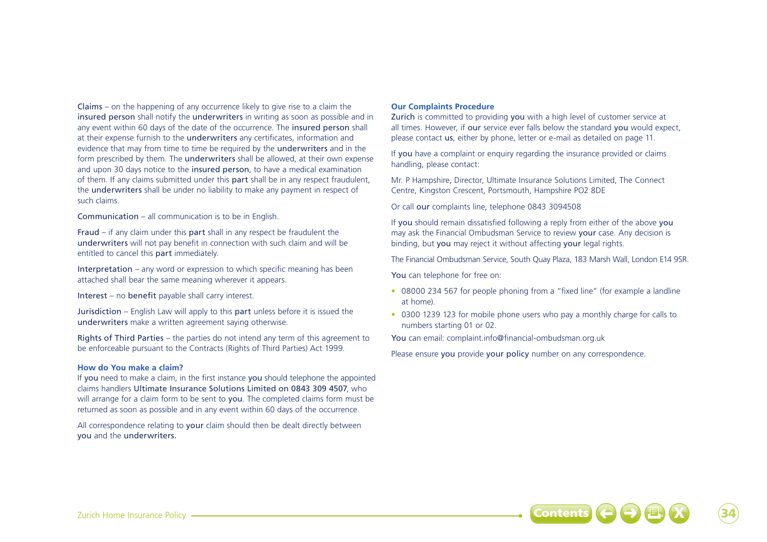Claims – on the happening of any occurrence likely to give rise to a claim the insured person shall notify the underwriters in writing as soon as possible and in any event within 60 days of the date of the occurrence. The insured person shall at their expense furnish to the underwriters any certificates, information and evidence that may from time to time be required by the underwriters and in the form prescribed by them. The underwriters shall be allowed, at their own expense and upon 30 days notice to the insured person, to have a medical examination of them. If any claims submitted under this part shall be in any respect fraudulent, the underwriters shall be under no liability to make any payment in respect of such claims.

Communication – all communication is to be in English.

Fraud – if any claim under this part shall in any respect be fraudulent the underwriters will not pay benefit in connection with such claim and will be entitled to cancel this part immediately.

Interpretation – any word or expression to which specific meaning has been attached shall bear the same meaning wherever it appears.

Interest – no benefit payable shall carry interest.

Jurisdiction – English Law will apply to this part unless before it is issued the underwriters make a written agreement saying otherwise.

Rights of Third Parties – the parties do not intend any term of this agreement to be enforceable pursuant to the Contracts (Rights of Third Parties) Act 1999.

### How do You make a claim?

If you need to make a claim, in the first instance you should telephone the appointed claims handlers Ultimate Insurance Solutions Limited on 0843 309 4507, who will arrange for a claim form to be sent to you. The completed claims form must be returned as soon as possible and in any event within 60 days of the occurrence.

All correspondence relating to your claim should then be dealt directly between you and the underwriters.

### Our Complaints Procedure

Zurich is committed to providing you with a high level of customer service at all times. However, if our service ever falls below the standard you would expect, please contact us, either by phone, letter or e-mail as detailed on page 11.

If you have a complaint or enquiry regarding the insurance provided or claims handling, please contact:

Mr. P Hampshire, Director, Ultimate Insurance Solutions Limited, The Connect Centre, Kingston Crescent, Portsmouth, Hampshire PO2 8DE

Or call our complaints line, telephone 0843 3094508

If you should remain dissatisfied following a reply from either of the above you may ask the Financial Ombudsman Service to review your case. Any decision is binding, but you may reject it without affecting your legal rights.

The Financial Ombudsman Service, South Quay Plaza, 183 Marsh Wall, London E14 9SR.

You can telephone for free on:

- 08000 234 567 for people phoning from a "fixed line" (for example a landline at home).
- 0300 1239 123 for mobile phone users who pay a monthly charge for calls to numbers starting 01 or 02.

You can email: complaint.info@financial-ombudsman.org.uk

Please ensure you provide your policy number on any correspondence.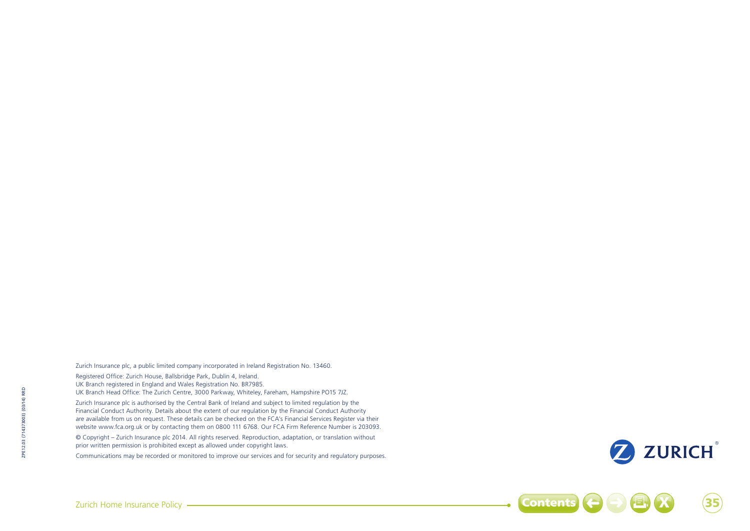Zurich Insurance plc, a public limited company incorporated in Ireland Registration No. 13460.

Registered Office: Zurich House, Ballsbridge Park, Dublin 4, Ireland.
UK Branch registered in England and Wales Registration No. BR7985.
UK Branch Head Office: The Zurich Centre, 3000 Parkway, Whiteley, Fareham, Hampshire PO15 7JZ.

Zurich Insurance plc is authorised by the Central Bank of Ireland and subject to limited regulation by the Financial Conduct Authority. Details about the extent of our regulation by the Financial Conduct Authority are available from us on request. These details can be checked on the FCA's Financial Services Register via their website www.fca.org.uk or by contacting them on 0800 111 6768. Our FCA Firm Reference Number is 203093.

© Copyright – Zurich Insurance plc 2014. All rights reserved. Reproduction, adaptation, or translation without prior written permission is prohibited except as allowed under copyright laws.

Communications may be recorded or monitored to improve our services and for security and regulatory purposes.

ZPE12.03 (714373003) (03/14) RRD

ZURICH®